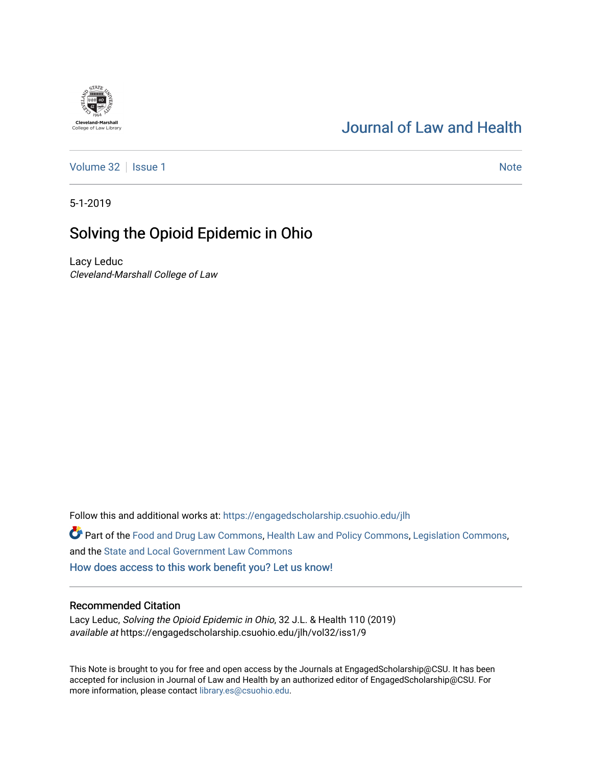Cleveland-Marshall
College of Law Library

# Journal of Law and Health

Volume 32 | Issue 1

Note

5-1-2019

## Solving the Opioid Epidemic in Ohio

Lacy Leduc
*Cleveland-Marshall College of Law*

Follow this and additional works at: https://engagedscholarship.csuohio.edu/jlh

Part of the Food and Drug Law Commons, Health Law and Policy Commons, Legislation Commons, and the State and Local Government Law Commons

How does access to this work benefit you? Let us know!

### Recommended Citation

Lacy Leduc, *Solving the Opioid Epidemic in Ohio*, 32 J.L. & Health 110 (2019)
*available at* https://engagedscholarship.csuohio.edu/jlh/vol32/iss1/9

This Note is brought to you for free and open access by the Journals at EngagedScholarship@CSU. It has been accepted for inclusion in Journal of Law and Health by an authorized editor of EngagedScholarship@CSU. For more information, please contact library.es@csuohio.edu.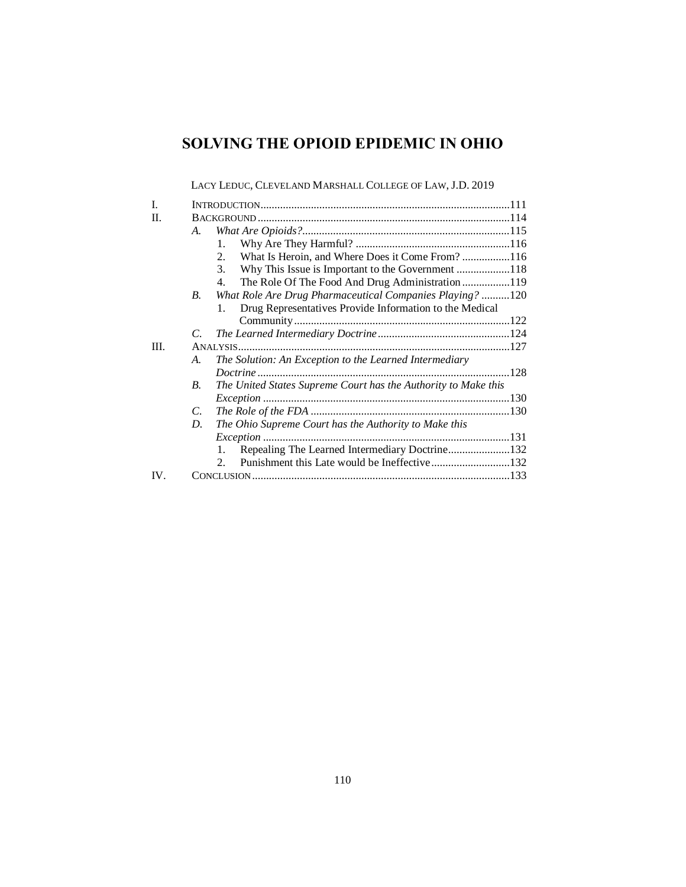# SOLVING THE OPIOID EPIDEMIC IN OHIO

LACY LEDUC, CLEVELAND MARSHALL COLLEGE OF LAW, J.D. 2019

I. INTRODUCTION ........................................................................................ 111
II. BACKGROUND ......................................................................................... 114
  A. *What Are Opioids?* .......................................................................... 115
    1. Why Are They Harmful? ....................................................... 116
    2. What Is Heroin, and Where Does it Come From? ................. 116
    3. Why This Issue is Important to the Government ................... 118
    4. The Role Of The Food And Drug Administration ................. 119
  B. *What Role Are Drug Pharmaceutical Companies Playing?* .......... 120
    1. Drug Representatives Provide Information to the Medical Community ............................................................................. 122
  C. *The Learned Intermediary Doctrine* ............................................... 124
III. ANALYSIS ................................................................................................ 127
  A. *The Solution: An Exception to the Learned Intermediary Doctrine* .......................................................................................... 128
  B. *The United States Supreme Court has the Authority to Make this Exception* ........................................................................................ 130
  C. *The Role of the FDA* ....................................................................... 130
  D. *The Ohio Supreme Court has the Authority to Make this Exception* ........................................................................................ 131
    1. Repealing The Learned Intermediary Doctrine ...................... 132
    2. Punishment this Late would be Ineffective ............................ 132
IV. CONCLUSION ........................................................................................... 133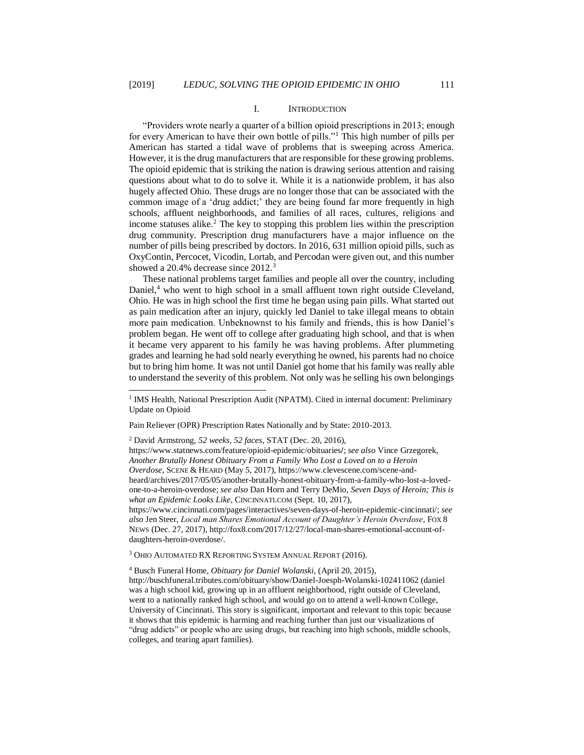## I. INTRODUCTION

"Providers wrote nearly a quarter of a billion opioid prescriptions in 2013; enough for every American to have their own bottle of pills."[1] This high number of pills per American has started a tidal wave of problems that is sweeping across America. However, it is the drug manufacturers that are responsible for these growing problems. The opioid epidemic that is striking the nation is drawing serious attention and raising questions about what to do to solve it. While it is a nationwide problem, it has also hugely affected Ohio. These drugs are no longer those that can be associated with the common image of a 'drug addict;' they are being found far more frequently in high schools, affluent neighborhoods, and families of all races, cultures, religions and income statuses alike.[2] The key to stopping this problem lies within the prescription drug community. Prescription drug manufacturers have a major influence on the number of pills being prescribed by doctors. In 2016, 631 million opioid pills, such as OxyContin, Percocet, Vicodin, Lortab, and Percodan were given out, and this number showed a 20.4% decrease since 2012.[3]

These national problems target families and people all over the country, including Daniel,[4] who went to high school in a small affluent town right outside Cleveland, Ohio. He was in high school the first time he began using pain pills. What started out as pain medication after an injury, quickly led Daniel to take illegal means to obtain more pain medication. Unbeknownst to his family and friends, this is how Daniel's problem began. He went off to college after graduating high school, and that is when it became very apparent to his family he was having problems. After plummeting grades and learning he had sold nearly everything he owned, his parents had no choice but to bring him home. It was not until Daniel got home that his family was really able to understand the severity of this problem. Not only was he selling his own belongings

---

[1] IMS Health, National Prescription Audit (NPATM). Cited in internal document: Preliminary Update on Opioid

Pain Reliever (OPR) Prescription Rates Nationally and by State: 2010-2013.

[2] David Armstrong, *52 weeks, 52 faces*, STAT (Dec. 20, 2016), https://www.statnews.com/feature/opioid-epidemic/obituaries/; *see also* Vince Grzegorek, *Another Brutally Honest Obituary From a Family Who Lost a Loved on to a Heroin Overdose*, SCENE & HEARD (May 5, 2017), https://www.clevescene.com/scene-and-heard/archives/2017/05/05/another-brutally-honest-obituary-from-a-family-who-lost-a-loved-one-to-a-heroin-overdose; *see also* Dan Horn and Terry DeMio, *Seven Days of Heroin; This is what an Epidemic Looks Like*, CINCINNATI.COM (Sept. 10, 2017), https://www.cincinnati.com/pages/interactives/seven-days-of-heroin-epidemic-cincinnati/; *see also* Jen Steer, *Local man Shares Emotional Account of Daughter's Heroin Overdose*, FOX 8 NEWS (Dec. 27, 2017), http://fox8.com/2017/12/27/local-man-shares-emotional-account-of-daughters-heroin-overdose/.

[3] OHIO AUTOMATED RX REPORTING SYSTEM ANNUAL REPORT (2016).

[4] Busch Funeral Home, *Obituary for Daniel Wolanski*, (April 20, 2015), http://buschfuneral.tributes.com/obituary/show/Daniel-Joesph-Wolanski-102411062 (daniel was a high school kid, growing up in an affluent neighborhood, right outside of Cleveland, went to a nationally ranked high school, and would go on to attend a well-known College, University of Cincinnati. This story is significant, important and relevant to this topic because it shows that this epidemic is harming and reaching further than just our visualizations of "drug addicts" or people who are using drugs, but reaching into high schools, middle schools, colleges, and tearing apart families).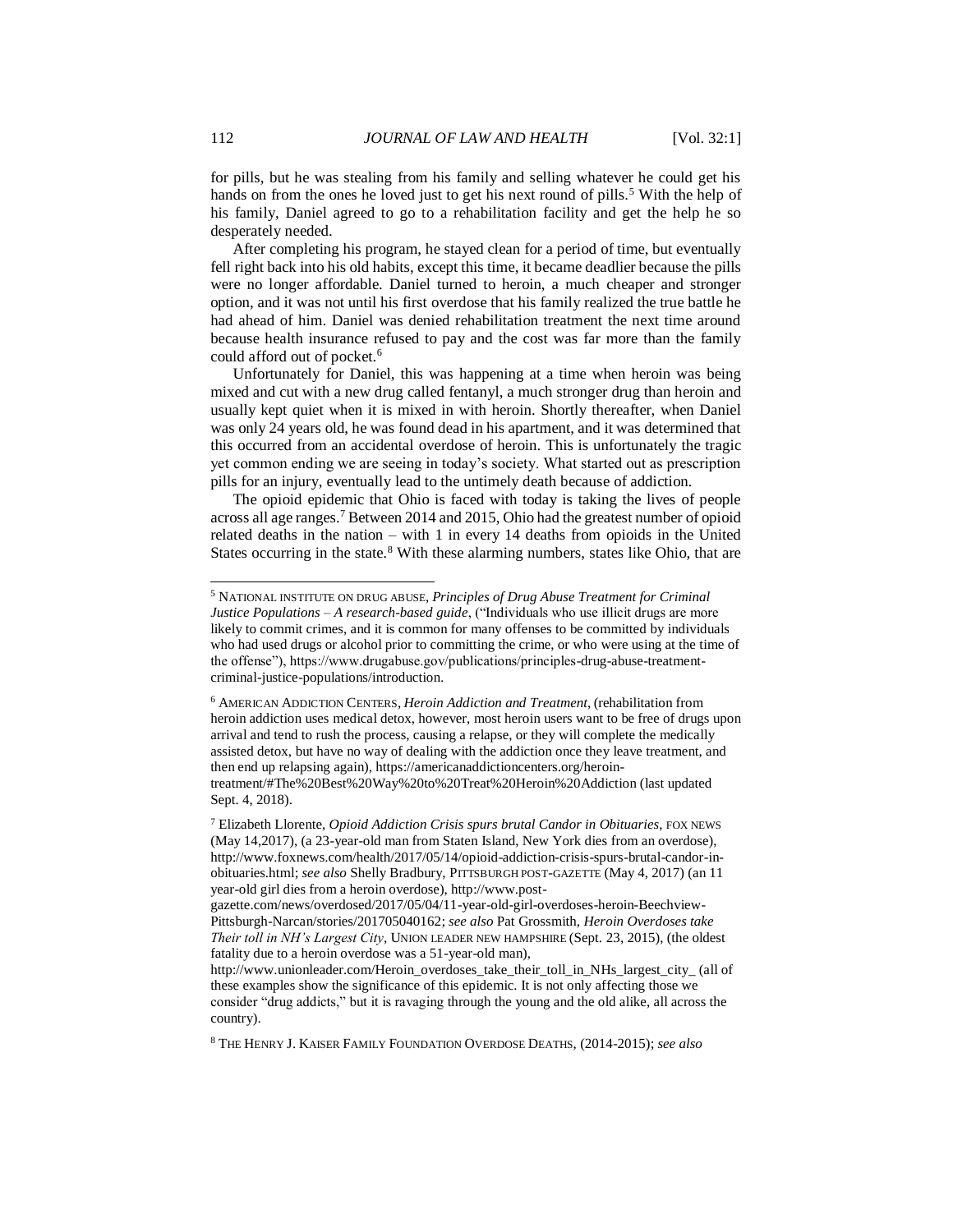for pills, but he was stealing from his family and selling whatever he could get his hands on from the ones he loved just to get his next round of pills.[5] With the help of his family, Daniel agreed to go to a rehabilitation facility and get the help he so desperately needed.

After completing his program, he stayed clean for a period of time, but eventually fell right back into his old habits, except this time, it became deadlier because the pills were no longer affordable. Daniel turned to heroin, a much cheaper and stronger option, and it was not until his first overdose that his family realized the true battle he had ahead of him. Daniel was denied rehabilitation treatment the next time around because health insurance refused to pay and the cost was far more than the family could afford out of pocket.[6]

Unfortunately for Daniel, this was happening at a time when heroin was being mixed and cut with a new drug called fentanyl, a much stronger drug than heroin and usually kept quiet when it is mixed in with heroin. Shortly thereafter, when Daniel was only 24 years old, he was found dead in his apartment, and it was determined that this occurred from an accidental overdose of heroin. This is unfortunately the tragic yet common ending we are seeing in today's society. What started out as prescription pills for an injury, eventually lead to the untimely death because of addiction.

The opioid epidemic that Ohio is faced with today is taking the lives of people across all age ranges.[7] Between 2014 and 2015, Ohio had the greatest number of opioid related deaths in the nation – with 1 in every 14 deaths from opioids in the United States occurring in the state.[8] With these alarming numbers, states like Ohio, that are

---

[5] NATIONAL INSTITUTE ON DRUG ABUSE, *Principles of Drug Abuse Treatment for Criminal Justice Populations – A research-based guide*, ("Individuals who use illicit drugs are more likely to commit crimes, and it is common for many offenses to be committed by individuals who had used drugs or alcohol prior to committing the crime, or who were using at the time of the offense"), https://www.drugabuse.gov/publications/principles-drug-abuse-treatment-criminal-justice-populations/introduction.

[6] AMERICAN ADDICTION CENTERS, *Heroin Addiction and Treatment*, (rehabilitation from heroin addiction uses medical detox, however, most heroin users want to be free of drugs upon arrival and tend to rush the process, causing a relapse, or they will complete the medically assisted detox, but have no way of dealing with the addiction once they leave treatment, and then end up relapsing again), https://americanaddictioncenters.org/heroin-treatment/#The%20Best%20Way%20to%20Treat%20Heroin%20Addiction (last updated Sept. 4, 2018).

[7] Elizabeth Llorente, *Opioid Addiction Crisis spurs brutal Candor in Obituaries*, FOX NEWS (May 14,2017), (a 23-year-old man from Staten Island, New York dies from an overdose), http://www.foxnews.com/health/2017/05/14/opioid-addiction-crisis-spurs-brutal-candor-in-obituaries.html; *see also* Shelly Bradbury, PITTSBURGH POST-GAZETTE (May 4, 2017) (an 11 year-old girl dies from a heroin overdose), http://www.post-gazette.com/news/overdosed/2017/05/04/11-year-old-girl-overdoses-heroin-Beechview-Pittsburgh-Narcan/stories/201705040162; *see also* Pat Grossmith, *Heroin Overdoses take Their toll in NH's Largest City*, UNION LEADER NEW HAMPSHIRE (Sept. 23, 2015), (the oldest fatality due to a heroin overdose was a 51-year-old man), http://www.unionleader.com/Heroin_overdoses_take_their_toll_in_NHs_largest_city_ (all of these examples show the significance of this epidemic. It is not only affecting those we consider "drug addicts," but it is ravaging through the young and the old alike, all across the country).

[8] THE HENRY J. KAISER FAMILY FOUNDATION OVERDOSE DEATHS, (2014-2015); *see also*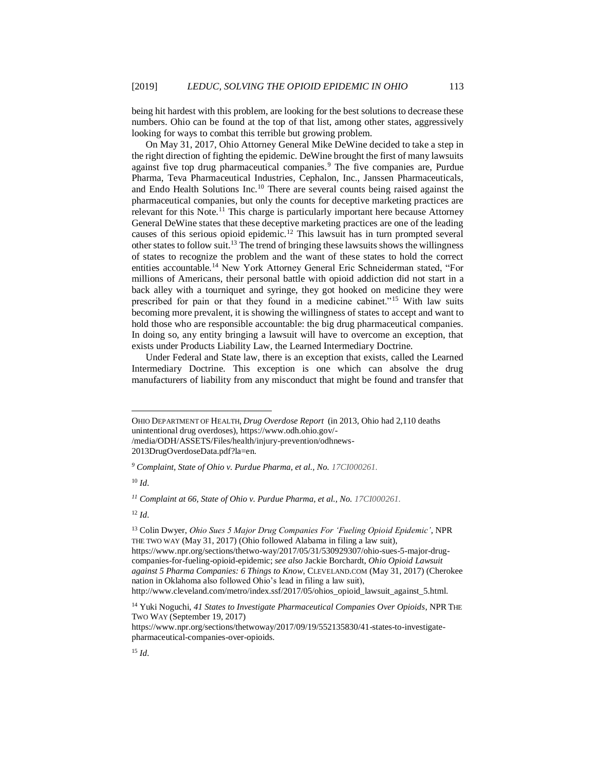being hit hardest with this problem, are looking for the best solutions to decrease these numbers. Ohio can be found at the top of that list, among other states, aggressively looking for ways to combat this terrible but growing problem.

On May 31, 2017, Ohio Attorney General Mike DeWine decided to take a step in the right direction of fighting the epidemic. DeWine brought the first of many lawsuits against five top drug pharmaceutical companies.[9] The five companies are, Purdue Pharma, Teva Pharmaceutical Industries, Cephalon, Inc., Janssen Pharmaceuticals, and Endo Health Solutions Inc.[10] There are several counts being raised against the pharmaceutical companies, but only the counts for deceptive marketing practices are relevant for this Note.[11] This charge is particularly important here because Attorney General DeWine states that these deceptive marketing practices are one of the leading causes of this serious opioid epidemic.[12] This lawsuit has in turn prompted several other states to follow suit.[13] The trend of bringing these lawsuits shows the willingness of states to recognize the problem and the want of these states to hold the correct entities accountable.[14] New York Attorney General Eric Schneiderman stated, "For millions of Americans, their personal battle with opioid addiction did not start in a back alley with a tourniquet and syringe, they got hooked on medicine they were prescribed for pain or that they found in a medicine cabinet."[15] With law suits becoming more prevalent, it is showing the willingness of states to accept and want to hold those who are responsible accountable: the big drug pharmaceutical companies. In doing so, any entity bringing a lawsuit will have to overcome an exception, that exists under Products Liability Law, the Learned Intermediary Doctrine.

Under Federal and State law, there is an exception that exists, called the Learned Intermediary Doctrine. This exception is one which can absolve the drug manufacturers of liability from any misconduct that might be found and transfer that

---

OHIO DEPARTMENT OF HEALTH, *Drug Overdose Report* (in 2013, Ohio had 2,110 deaths unintentional drug overdoses), https://www.odh.ohio.gov/-/media/ODH/ASSETS/Files/health/injury-prevention/odhnews-2013DrugOverdoseData.pdf?la=en.

[9] *Complaint, State of Ohio v. Purdue Pharma, et al., No. 17CI000261.*

[10] *Id*.

[11] *Complaint at 66, State of Ohio v. Purdue Pharma, et al., No. 17CI000261.*

[12] *Id*.

[13] Colin Dwyer, *Ohio Sues 5 Major Drug Companies For 'Fueling Opioid Epidemic'*, NPR THE TWO WAY (May 31, 2017) (Ohio followed Alabama in filing a law suit), https://www.npr.org/sections/thetwo-way/2017/05/31/530929307/ohio-sues-5-major-drug-companies-for-fueling-opioid-epidemic; *see also* Jackie Borchardt, *Ohio Opioid Lawsuit against 5 Pharma Companies: 6 Things to Know*, CLEVELAND.COM (May 31, 2017) (Cherokee nation in Oklahoma also followed Ohio's lead in filing a law suit), http://www.cleveland.com/metro/index.ssf/2017/05/ohios_opioid_lawsuit_against_5.html.

[14] Yuki Noguchi, *41 States to Investigate Pharmaceutical Companies Over Opioids*, NPR THE TWO WAY (September 19, 2017) https://www.npr.org/sections/thetwoway/2017/09/19/552135830/41-states-to-investigate-pharmaceutical-companies-over-opioids.

[15] *Id*.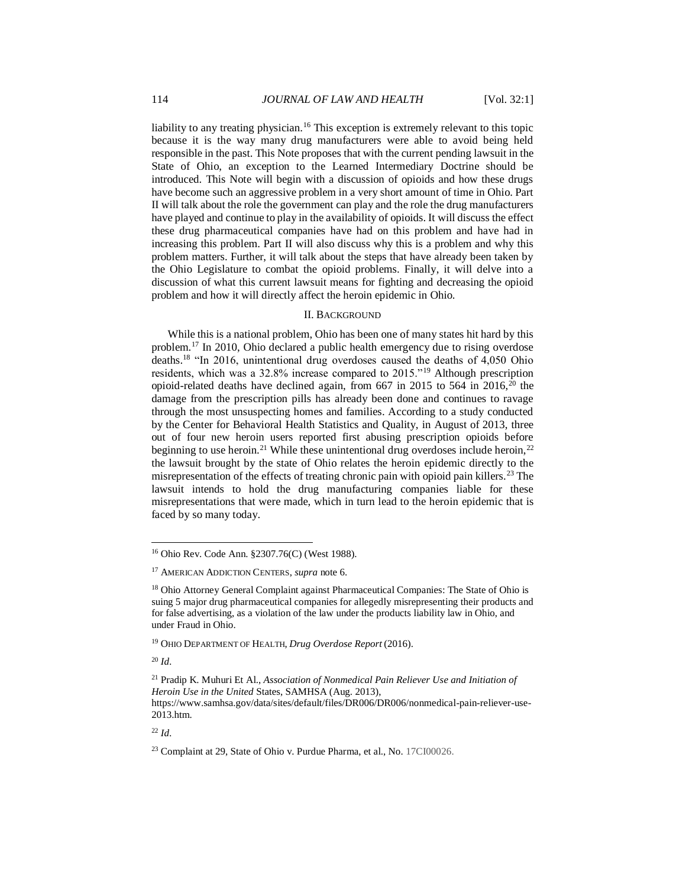liability to any treating physician.[16] This exception is extremely relevant to this topic because it is the way many drug manufacturers were able to avoid being held responsible in the past. This Note proposes that with the current pending lawsuit in the State of Ohio, an exception to the Learned Intermediary Doctrine should be introduced. This Note will begin with a discussion of opioids and how these drugs have become such an aggressive problem in a very short amount of time in Ohio. Part II will talk about the role the government can play and the role the drug manufacturers have played and continue to play in the availability of opioids. It will discuss the effect these drug pharmaceutical companies have had on this problem and have had in increasing this problem. Part II will also discuss why this is a problem and why this problem matters. Further, it will talk about the steps that have already been taken by the Ohio Legislature to combat the opioid problems. Finally, it will delve into a discussion of what this current lawsuit means for fighting and decreasing the opioid problem and how it will directly affect the heroin epidemic in Ohio.

## II. Background

While this is a national problem, Ohio has been one of many states hit hard by this problem.[17] In 2010, Ohio declared a public health emergency due to rising overdose deaths.[18] "In 2016, unintentional drug overdoses caused the deaths of 4,050 Ohio residents, which was a 32.8% increase compared to 2015."[19] Although prescription opioid-related deaths have declined again, from 667 in 2015 to 564 in 2016,[20] the damage from the prescription pills has already been done and continues to ravage through the most unsuspecting homes and families. According to a study conducted by the Center for Behavioral Health Statistics and Quality, in August of 2013, three out of four new heroin users reported first abusing prescription opioids before beginning to use heroin.[21] While these unintentional drug overdoses include heroin,[22] the lawsuit brought by the state of Ohio relates the heroin epidemic directly to the misrepresentation of the effects of treating chronic pain with opioid pain killers.[23] The lawsuit intends to hold the drug manufacturing companies liable for these misrepresentations that were made, which in turn lead to the heroin epidemic that is faced by so many today.

---

[16] Ohio Rev. Code Ann. §2307.76(C) (West 1988).

[17] American Addiction Centers, *supra* note 6.

[18] Ohio Attorney General Complaint against Pharmaceutical Companies: The State of Ohio is suing 5 major drug pharmaceutical companies for allegedly misrepresenting their products and for false advertising, as a violation of the law under the products liability law in Ohio, and under Fraud in Ohio.

[19] Ohio Department of Health, *Drug Overdose Report* (2016).

[20] *Id*.

[21] Pradip K. Muhuri Et Al., *Association of Nonmedical Pain Reliever Use and Initiation of Heroin Use in the United* States, SAMHSA (Aug. 2013), https://www.samhsa.gov/data/sites/default/files/DR006/DR006/nonmedical-pain-reliever-use-2013.htm.

[22] *Id*.

[23] Complaint at 29, State of Ohio v. Purdue Pharma, et al., No. 17CI00026.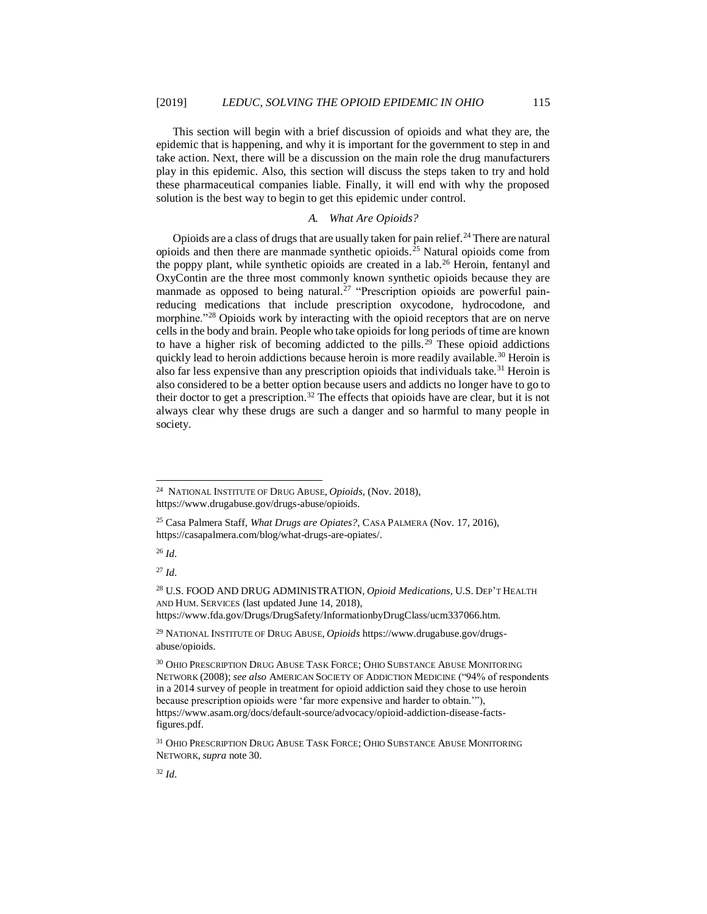This section will begin with a brief discussion of opioids and what they are, the epidemic that is happening, and why it is important for the government to step in and take action. Next, there will be a discussion on the main role the drug manufacturers play in this epidemic. Also, this section will discuss the steps taken to try and hold these pharmaceutical companies liable. Finally, it will end with why the proposed solution is the best way to begin to get this epidemic under control.

### A. What Are Opioids?

Opioids are a class of drugs that are usually taken for pain relief.[24] There are natural opioids and then there are manmade synthetic opioids.[25] Natural opioids come from the poppy plant, while synthetic opioids are created in a lab.[26] Heroin, fentanyl and OxyContin are the three most commonly known synthetic opioids because they are manmade as opposed to being natural.[27] "Prescription opioids are powerful pain-reducing medications that include prescription oxycodone, hydrocodone, and morphine."[28] Opioids work by interacting with the opioid receptors that are on nerve cells in the body and brain. People who take opioids for long periods of time are known to have a higher risk of becoming addicted to the pills.[29] These opioid addictions quickly lead to heroin addictions because heroin is more readily available.[30] Heroin is also far less expensive than any prescription opioids that individuals take.[31] Heroin is also considered to be a better option because users and addicts no longer have to go to their doctor to get a prescription.[32] The effects that opioids have are clear, but it is not always clear why these drugs are such a danger and so harmful to many people in society.

---

[24] NATIONAL INSTITUTE OF DRUG ABUSE, *Opioids*, (Nov. 2018), https://www.drugabuse.gov/drugs-abuse/opioids.

[25] Casa Palmera Staff, *What Drugs are Opiates?*, CASA PALMERA (Nov. 17, 2016), https://casapalmera.com/blog/what-drugs-are-opiates/.

[26] *Id*.

[27] *Id*.

[28] U.S. FOOD AND DRUG ADMINISTRATION, *Opioid Medications*, U.S. DEP'T HEALTH AND HUM. SERVICES (last updated June 14, 2018), https://www.fda.gov/Drugs/DrugSafety/InformationbyDrugClass/ucm337066.htm.

[29] NATIONAL INSTITUTE OF DRUG ABUSE, *Opioids* https://www.drugabuse.gov/drugs-abuse/opioids.

[30] OHIO PRESCRIPTION DRUG ABUSE TASK FORCE; OHIO SUBSTANCE ABUSE MONITORING NETWORK (2008); *see also* AMERICAN SOCIETY OF ADDICTION MEDICINE ("94% of respondents in a 2014 survey of people in treatment for opioid addiction said they chose to use heroin because prescription opioids were 'far more expensive and harder to obtain.'"), https://www.asam.org/docs/default-source/advocacy/opioid-addiction-disease-facts-figures.pdf.

[31] OHIO PRESCRIPTION DRUG ABUSE TASK FORCE; OHIO SUBSTANCE ABUSE MONITORING NETWORK, *supra* note 30.

[32] *Id*.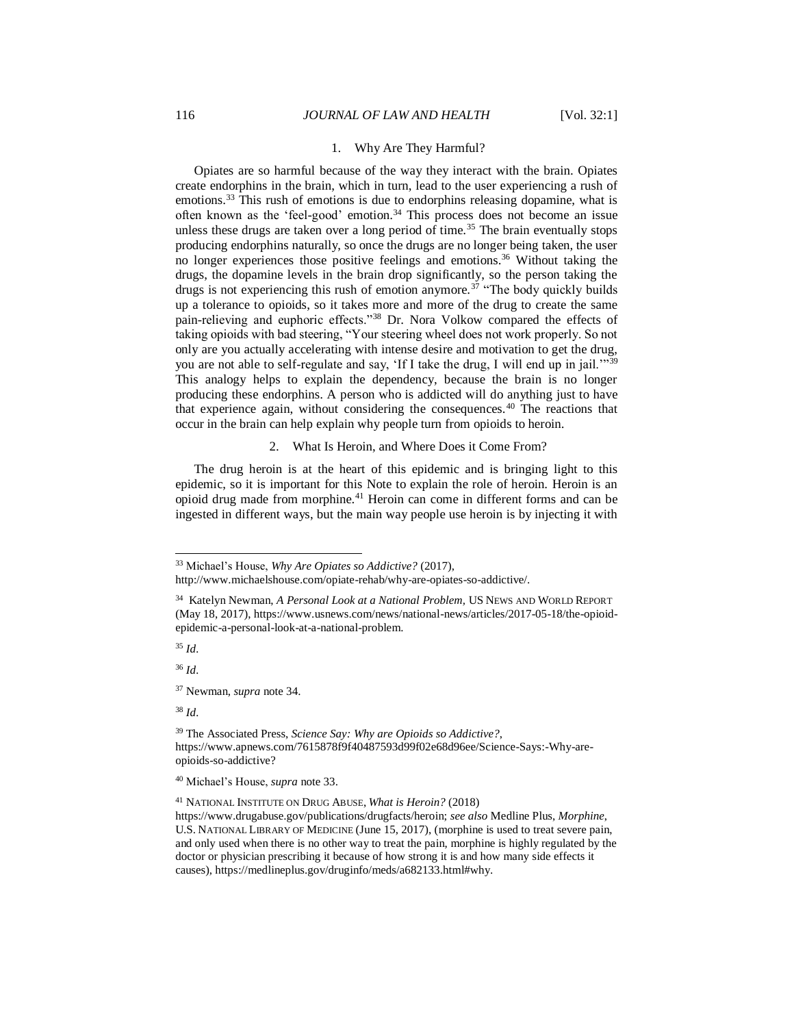### 1. Why Are They Harmful?

Opiates are so harmful because of the way they interact with the brain. Opiates create endorphins in the brain, which in turn, lead to the user experiencing a rush of emotions.[33] This rush of emotions is due to endorphins releasing dopamine, what is often known as the 'feel-good' emotion.[34] This process does not become an issue unless these drugs are taken over a long period of time.[35] The brain eventually stops producing endorphins naturally, so once the drugs are no longer being taken, the user no longer experiences those positive feelings and emotions.[36] Without taking the drugs, the dopamine levels in the brain drop significantly, so the person taking the drugs is not experiencing this rush of emotion anymore.[37] "The body quickly builds up a tolerance to opioids, so it takes more and more of the drug to create the same pain-relieving and euphoric effects."[38] Dr. Nora Volkow compared the effects of taking opioids with bad steering, "Your steering wheel does not work properly. So not only are you actually accelerating with intense desire and motivation to get the drug, you are not able to self-regulate and say, 'If I take the drug, I will end up in jail.'"[39] This analogy helps to explain the dependency, because the brain is no longer producing these endorphins. A person who is addicted will do anything just to have that experience again, without considering the consequences.[40] The reactions that occur in the brain can help explain why people turn from opioids to heroin.

### 2. What Is Heroin, and Where Does it Come From?

The drug heroin is at the heart of this epidemic and is bringing light to this epidemic, so it is important for this Note to explain the role of heroin. Heroin is an opioid drug made from morphine.[41] Heroin can come in different forms and can be ingested in different ways, but the main way people use heroin is by injecting it with

---

[33] Michael's House, *Why Are Opiates so Addictive?* (2017), http://www.michaelshouse.com/opiate-rehab/why-are-opiates-so-addictive/.

[34] Katelyn Newman, *A Personal Look at a National Problem*, US NEWS AND WORLD REPORT (May 18, 2017), https://www.usnews.com/news/national-news/articles/2017-05-18/the-opioid-epidemic-a-personal-look-at-a-national-problem.

[35] *Id*.

[36] *Id*.

[37] Newman, *supra* note 34.

[38] *Id*.

[39] The Associated Press, *Science Say: Why are Opioids so Addictive?*, https://www.apnews.com/7615878f9f40487593d99f02e68d96ee/Science-Says:-Why-are-opioids-so-addictive?

[40] Michael's House, *supra* note 33.

[41] NATIONAL INSTITUTE ON DRUG ABUSE, *What is Heroin?* (2018) https://www.drugabuse.gov/publications/drugfacts/heroin; *see also* Medline Plus, *Morphine*, U.S. NATIONAL LIBRARY OF MEDICINE (June 15, 2017), (morphine is used to treat severe pain, and only used when there is no other way to treat the pain, morphine is highly regulated by the doctor or physician prescribing it because of how strong it is and how many side effects it causes), https://medlineplus.gov/druginfo/meds/a682133.html#why.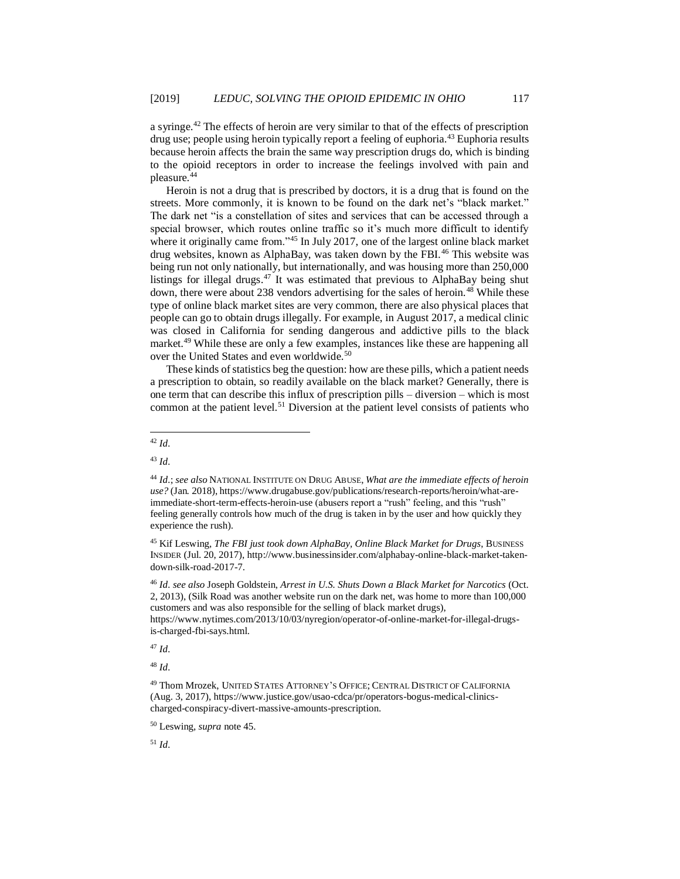a syringe.[42] The effects of heroin are very similar to that of the effects of prescription drug use; people using heroin typically report a feeling of euphoria.[43] Euphoria results because heroin affects the brain the same way prescription drugs do, which is binding to the opioid receptors in order to increase the feelings involved with pain and pleasure.[44]

Heroin is not a drug that is prescribed by doctors, it is a drug that is found on the streets. More commonly, it is known to be found on the dark net's "black market." The dark net "is a constellation of sites and services that can be accessed through a special browser, which routes online traffic so it's much more difficult to identify where it originally came from."[45] In July 2017, one of the largest online black market drug websites, known as AlphaBay, was taken down by the FBI.[46] This website was being run not only nationally, but internationally, and was housing more than 250,000 listings for illegal drugs.[47] It was estimated that previous to AlphaBay being shut down, there were about 238 vendors advertising for the sales of heroin.[48] While these type of online black market sites are very common, there are also physical places that people can go to obtain drugs illegally. For example, in August 2017, a medical clinic was closed in California for sending dangerous and addictive pills to the black market.[49] While these are only a few examples, instances like these are happening all over the United States and even worldwide.[50]

These kinds of statistics beg the question: how are these pills, which a patient needs a prescription to obtain, so readily available on the black market? Generally, there is one term that can describe this influx of prescription pills – diversion – which is most common at the patient level.[51] Diversion at the patient level consists of patients who

---

[42] *Id*.

[43] *Id*.

[44] *Id*.; *see also* NATIONAL INSTITUTE ON DRUG ABUSE, *What are the immediate effects of heroin use?* (Jan. 2018), https://www.drugabuse.gov/publications/research-reports/heroin/what-are-immediate-short-term-effects-heroin-use (abusers report a "rush" feeling, and this "rush" feeling generally controls how much of the drug is taken in by the user and how quickly they experience the rush).

[45] Kif Leswing, *The FBI just took down AlphaBay, Online Black Market for Drugs*, BUSINESS INSIDER (Jul. 20, 2017), http://www.businessinsider.com/alphabay-online-black-market-taken-down-silk-road-2017-7.

[46] *Id. see also* Joseph Goldstein, *Arrest in U.S. Shuts Down a Black Market for Narcotics* (Oct. 2, 2013), (Silk Road was another website run on the dark net, was home to more than 100,000 customers and was also responsible for the selling of black market drugs), https://www.nytimes.com/2013/10/03/nyregion/operator-of-online-market-for-illegal-drugs-is-charged-fbi-says.html.

[47] *Id*.

[48] *Id*.

[49] Thom Mrozek, UNITED STATES ATTORNEY'S OFFICE; CENTRAL DISTRICT OF CALIFORNIA (Aug. 3, 2017), https://www.justice.gov/usao-cdca/pr/operators-bogus-medical-clinics-charged-conspiracy-divert-massive-amounts-prescription.

[50] Leswing, *supra* note 45.

[51] *Id*.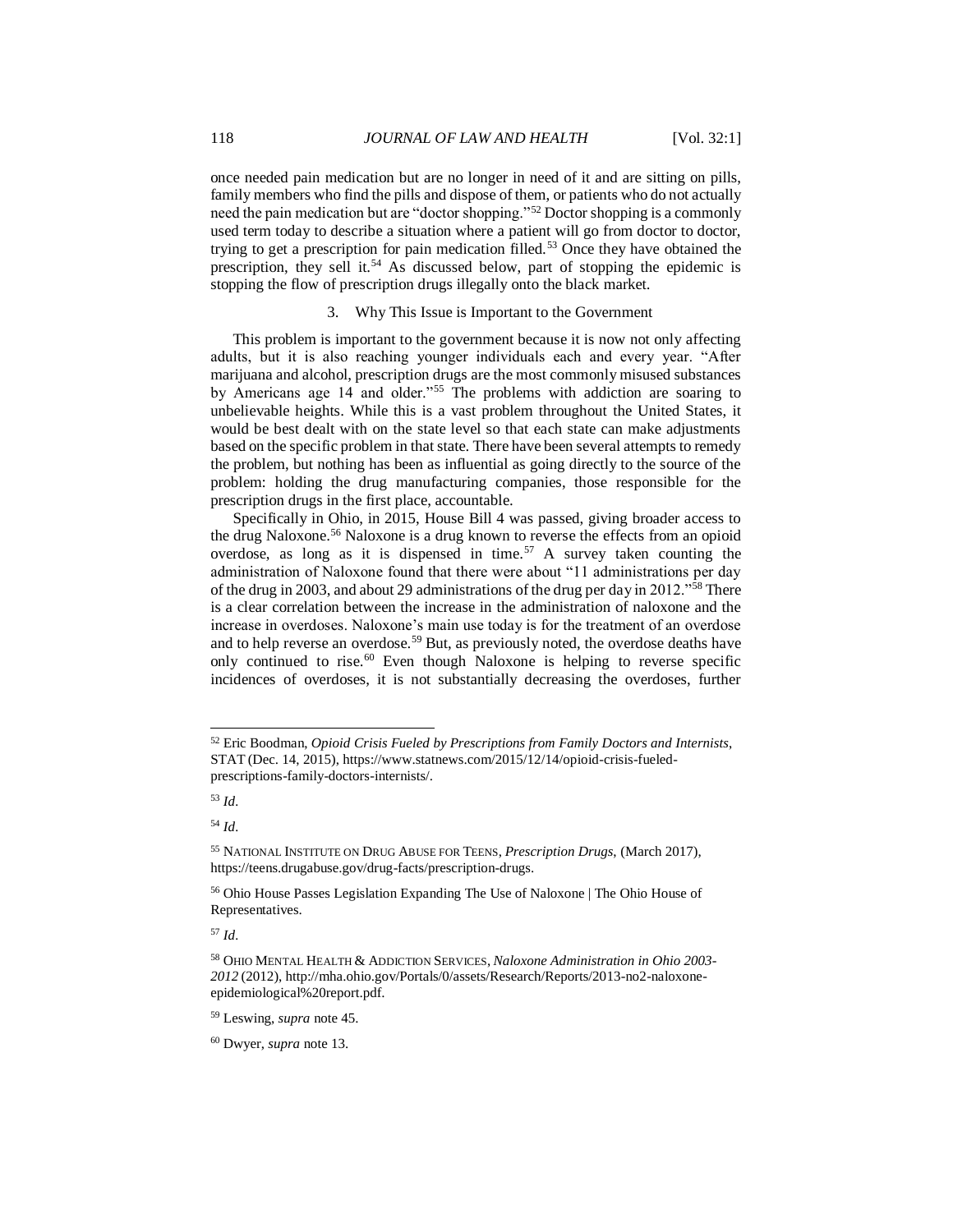once needed pain medication but are no longer in need of it and are sitting on pills, family members who find the pills and dispose of them, or patients who do not actually need the pain medication but are "doctor shopping."[52] Doctor shopping is a commonly used term today to describe a situation where a patient will go from doctor to doctor, trying to get a prescription for pain medication filled.[53] Once they have obtained the prescription, they sell it.[54] As discussed below, part of stopping the epidemic is stopping the flow of prescription drugs illegally onto the black market.

### 3. Why This Issue is Important to the Government

This problem is important to the government because it is now not only affecting adults, but it is also reaching younger individuals each and every year. "After marijuana and alcohol, prescription drugs are the most commonly misused substances by Americans age 14 and older."[55] The problems with addiction are soaring to unbelievable heights. While this is a vast problem throughout the United States, it would be best dealt with on the state level so that each state can make adjustments based on the specific problem in that state. There have been several attempts to remedy the problem, but nothing has been as influential as going directly to the source of the problem: holding the drug manufacturing companies, those responsible for the prescription drugs in the first place, accountable.

Specifically in Ohio, in 2015, House Bill 4 was passed, giving broader access to the drug Naloxone.[56] Naloxone is a drug known to reverse the effects from an opioid overdose, as long as it is dispensed in time.[57] A survey taken counting the administration of Naloxone found that there were about "11 administrations per day of the drug in 2003, and about 29 administrations of the drug per day in 2012."[58] There is a clear correlation between the increase in the administration of naloxone and the increase in overdoses. Naloxone's main use today is for the treatment of an overdose and to help reverse an overdose.[59] But, as previously noted, the overdose deaths have only continued to rise.[60] Even though Naloxone is helping to reverse specific incidences of overdoses, it is not substantially decreasing the overdoses, further

---

[52] Eric Boodman, *Opioid Crisis Fueled by Prescriptions from Family Doctors and Internists*, STAT (Dec. 14, 2015), https://www.statnews.com/2015/12/14/opioid-crisis-fueled-prescriptions-family-doctors-internists/.

[53] *Id*.

[54] *Id*.

[55] NATIONAL INSTITUTE ON DRUG ABUSE FOR TEENS, *Prescription Drugs*, (March 2017), https://teens.drugabuse.gov/drug-facts/prescription-drugs.

[56] Ohio House Passes Legislation Expanding The Use of Naloxone | The Ohio House of Representatives.

[57] *Id*.

[58] OHIO MENTAL HEALTH & ADDICTION SERVICES, *Naloxone Administration in Ohio 2003-2012* (2012), http://mha.ohio.gov/Portals/0/assets/Research/Reports/2013-no2-naloxone-epidemiological%20report.pdf.

[59] Leswing, *supra* note 45.

[60] Dwyer, *supra* note 13.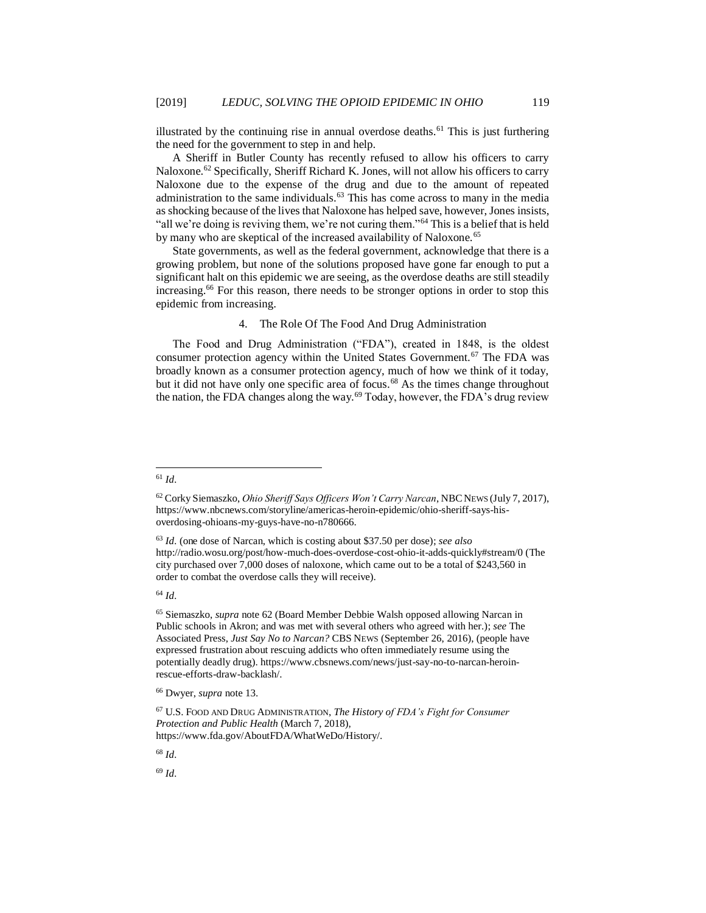illustrated by the continuing rise in annual overdose deaths.[61] This is just furthering the need for the government to step in and help.

A Sheriff in Butler County has recently refused to allow his officers to carry Naloxone.[62] Specifically, Sheriff Richard K. Jones, will not allow his officers to carry Naloxone due to the expense of the drug and due to the amount of repeated administration to the same individuals.[63] This has come across to many in the media as shocking because of the lives that Naloxone has helped save, however, Jones insists, "all we're doing is reviving them, we're not curing them."[64] This is a belief that is held by many who are skeptical of the increased availability of Naloxone.[65]

State governments, as well as the federal government, acknowledge that there is a growing problem, but none of the solutions proposed have gone far enough to put a significant halt on this epidemic we are seeing, as the overdose deaths are still steadily increasing.[66] For this reason, there needs to be stronger options in order to stop this epidemic from increasing.

#### 4. The Role Of The Food And Drug Administration

The Food and Drug Administration ("FDA"), created in 1848, is the oldest consumer protection agency within the United States Government.[67] The FDA was broadly known as a consumer protection agency, much of how we think of it today, but it did not have only one specific area of focus.[68] As the times change throughout the nation, the FDA changes along the way.[69] Today, however, the FDA's drug review

---

[61] *Id*.

[62] Corky Siemaszko, *Ohio Sheriff Says Officers Won't Carry Narcan*, NBC NEWS (July 7, 2017), https://www.nbcnews.com/storyline/americas-heroin-epidemic/ohio-sheriff-says-his-overdosing-ohioans-my-guys-have-no-n780666.

[63] *Id*. (one dose of Narcan, which is costing about $37.50 per dose); *see also* http://radio.wosu.org/post/how-much-does-overdose-cost-ohio-it-adds-quickly#stream/0 (The city purchased over 7,000 doses of naloxone, which came out to be a total of $243,560 in order to combat the overdose calls they will receive).

[64] *Id*.

[65] Siemaszko, *supra* note 62 (Board Member Debbie Walsh opposed allowing Narcan in Public schools in Akron; and was met with several others who agreed with her.); *see* The Associated Press, *Just Say No to Narcan?* CBS NEWS (September 26, 2016), (people have expressed frustration about rescuing addicts who often immediately resume using the potentially deadly drug). https://www.cbsnews.com/news/just-say-no-to-narcan-heroin-rescue-efforts-draw-backlash/.

[66] Dwyer, *supra* note 13.

[67] U.S. FOOD AND DRUG ADMINISTRATION, *The History of FDA's Fight for Consumer Protection and Public Health* (March 7, 2018), https://www.fda.gov/AboutFDA/WhatWeDo/History/.

[68] *Id*.

[69] *Id*.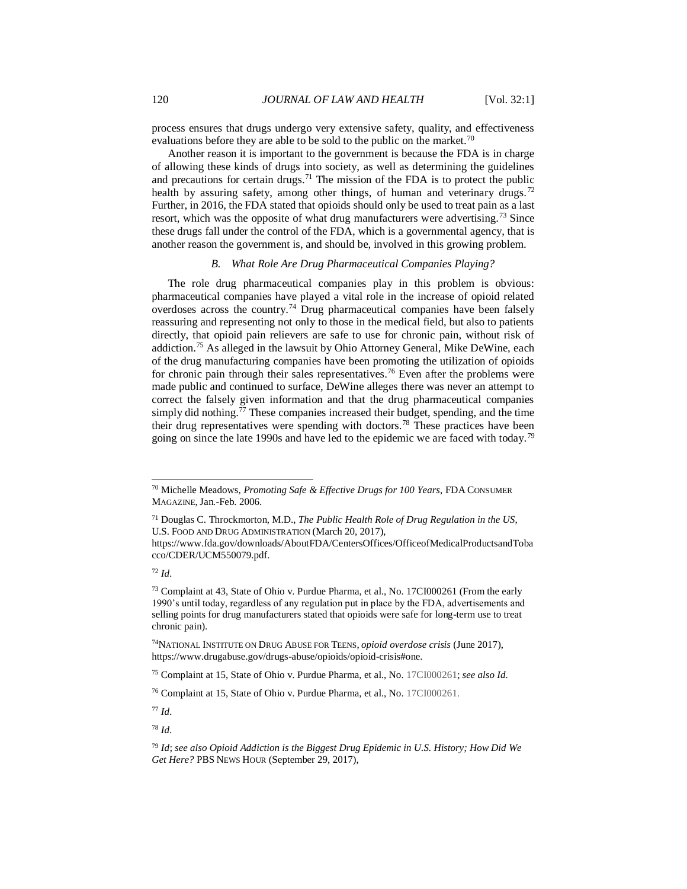process ensures that drugs undergo very extensive safety, quality, and effectiveness evaluations before they are able to be sold to the public on the market.[70]

Another reason it is important to the government is because the FDA is in charge of allowing these kinds of drugs into society, as well as determining the guidelines and precautions for certain drugs.[71] The mission of the FDA is to protect the public health by assuring safety, among other things, of human and veterinary drugs.[72] Further, in 2016, the FDA stated that opioids should only be used to treat pain as a last resort, which was the opposite of what drug manufacturers were advertising.[73] Since these drugs fall under the control of the FDA, which is a governmental agency, that is another reason the government is, and should be, involved in this growing problem.

### *B. What Role Are Drug Pharmaceutical Companies Playing?*

The role drug pharmaceutical companies play in this problem is obvious: pharmaceutical companies have played a vital role in the increase of opioid related overdoses across the country.[74] Drug pharmaceutical companies have been falsely reassuring and representing not only to those in the medical field, but also to patients directly, that opioid pain relievers are safe to use for chronic pain, without risk of addiction.[75] As alleged in the lawsuit by Ohio Attorney General, Mike DeWine, each of the drug manufacturing companies have been promoting the utilization of opioids for chronic pain through their sales representatives.[76] Even after the problems were made public and continued to surface, DeWine alleges there was never an attempt to correct the falsely given information and that the drug pharmaceutical companies simply did nothing.[77] These companies increased their budget, spending, and the time their drug representatives were spending with doctors.[78] These practices have been going on since the late 1990s and have led to the epidemic we are faced with today.[79]

---

[70] Michelle Meadows, *Promoting Safe & Effective Drugs for 100 Years*, FDA CONSUMER MAGAZINE, Jan.-Feb. 2006.

[71] Douglas C. Throckmorton, M.D., *The Public Health Role of Drug Regulation in the US*, U.S. FOOD AND DRUG ADMINISTRATION (March 20, 2017), https://www.fda.gov/downloads/AboutFDA/CentersOffices/OfficeofMedicalProductsandTobacco/CDER/UCM550079.pdf.

[72] *Id*.

[73] Complaint at 43, State of Ohio v. Purdue Pharma, et al., No. 17CI000261 (From the early 1990's until today, regardless of any regulation put in place by the FDA, advertisements and selling points for drug manufacturers stated that opioids were safe for long-term use to treat chronic pain).

[74] NATIONAL INSTITUTE ON DRUG ABUSE FOR TEENS, *opioid overdose crisis* (June 2017), https://www.drugabuse.gov/drugs-abuse/opioids/opioid-crisis#one.

[75] Complaint at 15, State of Ohio v. Purdue Pharma, et al., No. 17CI000261; *see also Id.*

[76] Complaint at 15, State of Ohio v. Purdue Pharma, et al., No. 17CI000261.

[77] *Id*.

[78] *Id*.

[79] *Id*; *see also Opioid Addiction is the Biggest Drug Epidemic in U.S. History; How Did We Get Here?* PBS NEWS HOUR (September 29, 2017),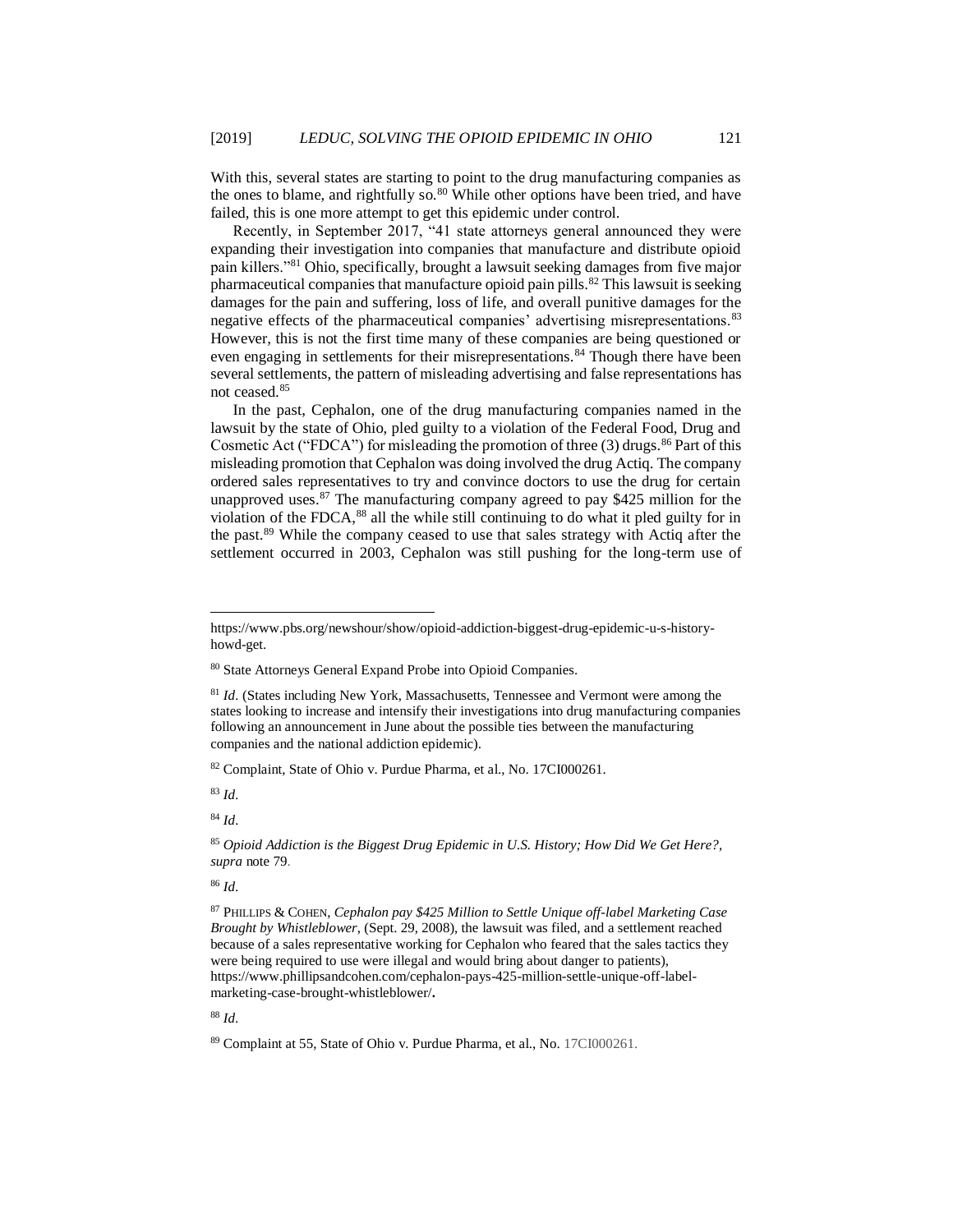With this, several states are starting to point to the drug manufacturing companies as the ones to blame, and rightfully so.[80] While other options have been tried, and have failed, this is one more attempt to get this epidemic under control.

Recently, in September 2017, "41 state attorneys general announced they were expanding their investigation into companies that manufacture and distribute opioid pain killers."[81] Ohio, specifically, brought a lawsuit seeking damages from five major pharmaceutical companies that manufacture opioid pain pills.[82] This lawsuit is seeking damages for the pain and suffering, loss of life, and overall punitive damages for the negative effects of the pharmaceutical companies' advertising misrepresentations.[83] However, this is not the first time many of these companies are being questioned or even engaging in settlements for their misrepresentations.[84] Though there have been several settlements, the pattern of misleading advertising and false representations has not ceased.[85]

In the past, Cephalon, one of the drug manufacturing companies named in the lawsuit by the state of Ohio, pled guilty to a violation of the Federal Food, Drug and Cosmetic Act ("FDCA") for misleading the promotion of three (3) drugs.[86] Part of this misleading promotion that Cephalon was doing involved the drug Actiq. The company ordered sales representatives to try and convince doctors to use the drug for certain unapproved uses.[87] The manufacturing company agreed to pay $425 million for the violation of the FDCA,[88] all the while still continuing to do what it pled guilty for in the past.[89] While the company ceased to use that sales strategy with Actiq after the settlement occurred in 2003, Cephalon was still pushing for the long-term use of

---

https://www.pbs.org/newshour/show/opioid-addiction-biggest-drug-epidemic-u-s-history-howd-get.

[80] State Attorneys General Expand Probe into Opioid Companies.

[81] *Id*. (States including New York, Massachusetts, Tennessee and Vermont were among the states looking to increase and intensify their investigations into drug manufacturing companies following an announcement in June about the possible ties between the manufacturing companies and the national addiction epidemic).

[82] Complaint, State of Ohio v. Purdue Pharma, et al., No. 17CI000261.

[83] *Id*.

[84] *Id*.

[85] *Opioid Addiction is the Biggest Drug Epidemic in U.S. History; How Did We Get Here?*, *supra* note 79.

[86] *Id*.

[87] PHILLIPS & COHEN, *Cephalon pay $425 Million to Settle Unique off-label Marketing Case Brought by Whistleblower*, (Sept. 29, 2008), the lawsuit was filed, and a settlement reached because of a sales representative working for Cephalon who feared that the sales tactics they were being required to use were illegal and would bring about danger to patients), https://www.phillipsandcohen.com/cephalon-pays-425-million-settle-unique-off-label-marketing-case-brought-whistleblower/**.**

[88] *Id*.

[89] Complaint at 55, State of Ohio v. Purdue Pharma, et al., No. 17CI000261.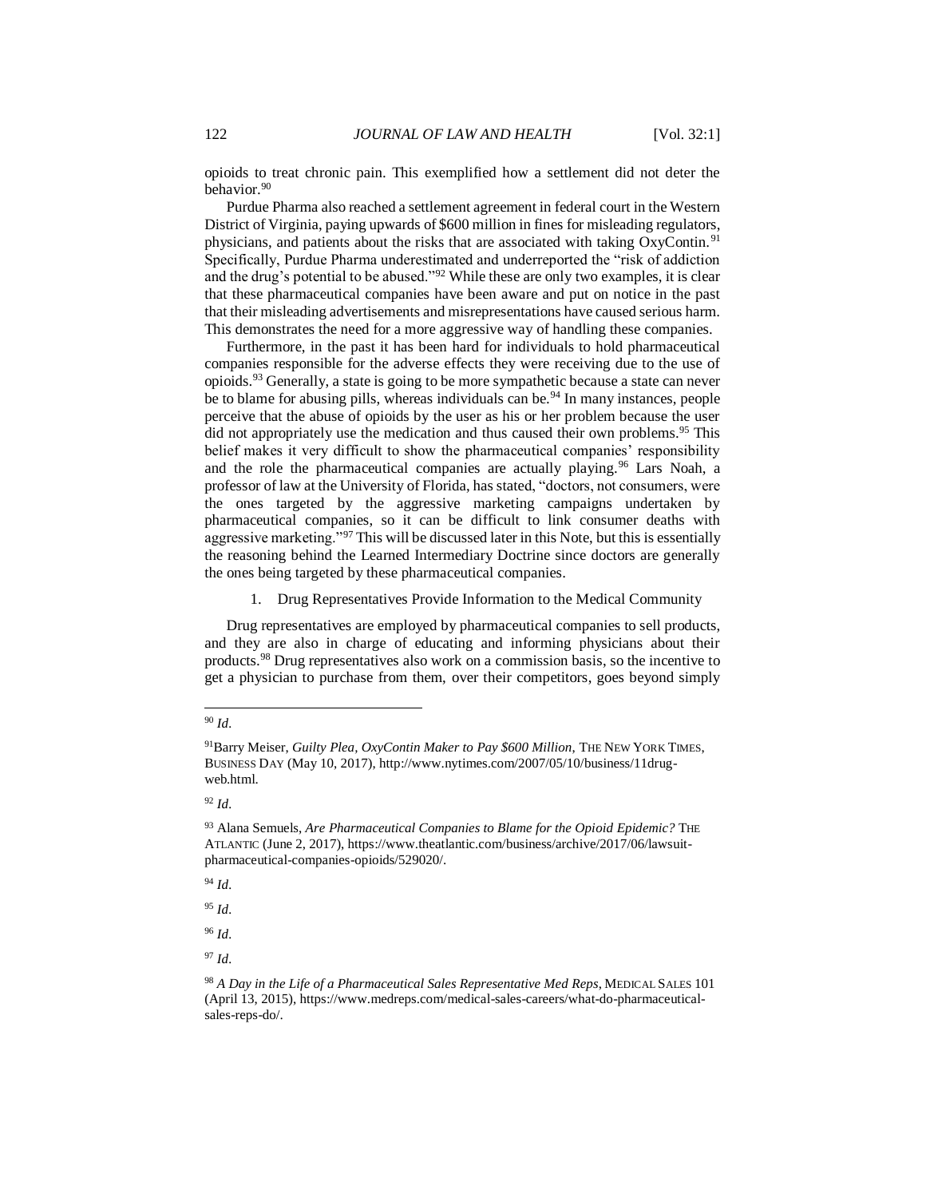opioids to treat chronic pain. This exemplified how a settlement did not deter the behavior.[90]

Purdue Pharma also reached a settlement agreement in federal court in the Western District of Virginia, paying upwards of $600 million in fines for misleading regulators, physicians, and patients about the risks that are associated with taking OxyContin.[91] Specifically, Purdue Pharma underestimated and underreported the "risk of addiction and the drug's potential to be abused."[92] While these are only two examples, it is clear that these pharmaceutical companies have been aware and put on notice in the past that their misleading advertisements and misrepresentations have caused serious harm. This demonstrates the need for a more aggressive way of handling these companies.

Furthermore, in the past it has been hard for individuals to hold pharmaceutical companies responsible for the adverse effects they were receiving due to the use of opioids.[93] Generally, a state is going to be more sympathetic because a state can never be to blame for abusing pills, whereas individuals can be.[94] In many instances, people perceive that the abuse of opioids by the user as his or her problem because the user did not appropriately use the medication and thus caused their own problems.[95] This belief makes it very difficult to show the pharmaceutical companies' responsibility and the role the pharmaceutical companies are actually playing.[96] Lars Noah, a professor of law at the University of Florida, has stated, "doctors, not consumers, were the ones targeted by the aggressive marketing campaigns undertaken by pharmaceutical companies, so it can be difficult to link consumer deaths with aggressive marketing."[97] This will be discussed later in this Note, but this is essentially the reasoning behind the Learned Intermediary Doctrine since doctors are generally the ones being targeted by these pharmaceutical companies.

1. Drug Representatives Provide Information to the Medical Community

Drug representatives are employed by pharmaceutical companies to sell products, and they are also in charge of educating and informing physicians about their products.[98] Drug representatives also work on a commission basis, so the incentive to get a physician to purchase from them, over their competitors, goes beyond simply

---

[90] *Id.*

[91] Barry Meiser, *Guilty Plea, OxyContin Maker to Pay $600 Million*, THE NEW YORK TIMES, BUSINESS DAY (May 10, 2017), http://www.nytimes.com/2007/05/10/business/11drug-web.html.

[92] *Id.*

[93] Alana Semuels, *Are Pharmaceutical Companies to Blame for the Opioid Epidemic?* THE ATLANTIC (June 2, 2017), https://www.theatlantic.com/business/archive/2017/06/lawsuit-pharmaceutical-companies-opioids/529020/.

[94] *Id.*

[95] *Id.*

[96] *Id.*

[97] *Id.*

[98] *A Day in the Life of a Pharmaceutical Sales Representative Med Reps*, MEDICAL SALES 101 (April 13, 2015), https://www.medreps.com/medical-sales-careers/what-do-pharmaceutical-sales-reps-do/.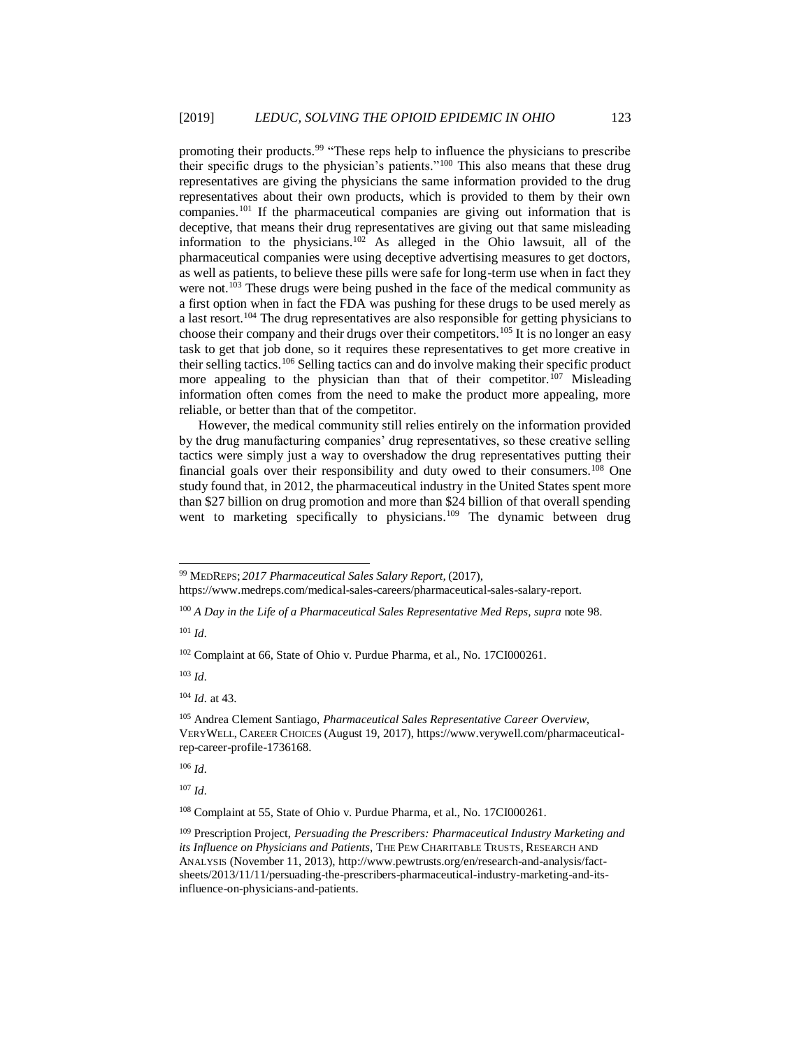promoting their products.[99] "These reps help to influence the physicians to prescribe their specific drugs to the physician's patients."[100] This also means that these drug representatives are giving the physicians the same information provided to the drug representatives about their own products, which is provided to them by their own companies.[101] If the pharmaceutical companies are giving out information that is deceptive, that means their drug representatives are giving out that same misleading information to the physicians.[102] As alleged in the Ohio lawsuit, all of the pharmaceutical companies were using deceptive advertising measures to get doctors, as well as patients, to believe these pills were safe for long-term use when in fact they were not.[103] These drugs were being pushed in the face of the medical community as a first option when in fact the FDA was pushing for these drugs to be used merely as a last resort.[104] The drug representatives are also responsible for getting physicians to choose their company and their drugs over their competitors.[105] It is no longer an easy task to get that job done, so it requires these representatives to get more creative in their selling tactics.[106] Selling tactics can and do involve making their specific product more appealing to the physician than that of their competitor.[107] Misleading information often comes from the need to make the product more appealing, more reliable, or better than that of the competitor.

However, the medical community still relies entirely on the information provided by the drug manufacturing companies' drug representatives, so these creative selling tactics were simply just a way to overshadow the drug representatives putting their financial goals over their responsibility and duty owed to their consumers.[108] One study found that, in 2012, the pharmaceutical industry in the United States spent more than $27 billion on drug promotion and more than $24 billion of that overall spending went to marketing specifically to physicians.[109] The dynamic between drug

---

[99] MEDREPS; *2017 Pharmaceutical Sales Salary Report*, (2017), https://www.medreps.com/medical-sales-careers/pharmaceutical-sales-salary-report.

[100] *A Day in the Life of a Pharmaceutical Sales Representative Med Reps*, *supra* note 98.

[101] *Id*.

[102] Complaint at 66, State of Ohio v. Purdue Pharma, et al., No. 17CI000261.

[103] *Id*.

[104] *Id.* at 43.

[105] Andrea Clement Santiago, *Pharmaceutical Sales Representative Career Overview*, VERYWELL, CAREER CHOICES (August 19, 2017), https://www.verywell.com/pharmaceutical-rep-career-profile-1736168.

[106] *Id*.

[107] *Id*.

[108] Complaint at 55, State of Ohio v. Purdue Pharma, et al., No. 17CI000261.

[109] Prescription Project, *Persuading the Prescribers: Pharmaceutical Industry Marketing and its Influence on Physicians and Patients*, THE PEW CHARITABLE TRUSTS, RESEARCH AND ANALYSIS (November 11, 2013), http://www.pewtrusts.org/en/research-and-analysis/fact-sheets/2013/11/11/persuading-the-prescribers-pharmaceutical-industry-marketing-and-its-influence-on-physicians-and-patients.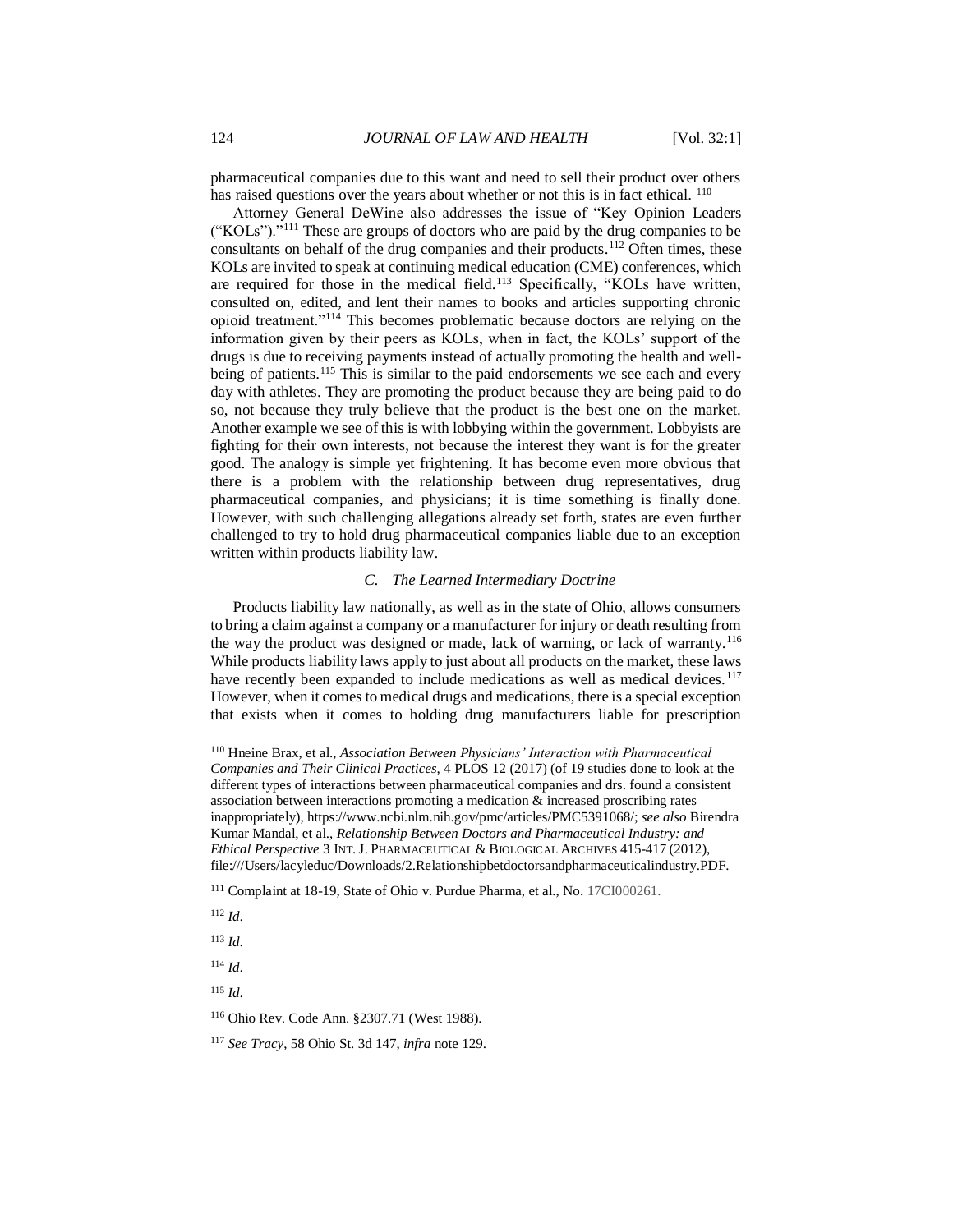pharmaceutical companies due to this want and need to sell their product over others has raised questions over the years about whether or not this is in fact ethical. [110]

Attorney General DeWine also addresses the issue of "Key Opinion Leaders ("KOLs")."[111] These are groups of doctors who are paid by the drug companies to be consultants on behalf of the drug companies and their products.[112] Often times, these KOLs are invited to speak at continuing medical education (CME) conferences, which are required for those in the medical field.[113] Specifically, "KOLs have written, consulted on, edited, and lent their names to books and articles supporting chronic opioid treatment."[114] This becomes problematic because doctors are relying on the information given by their peers as KOLs, when in fact, the KOLs' support of the drugs is due to receiving payments instead of actually promoting the health and well-being of patients.[115] This is similar to the paid endorsements we see each and every day with athletes. They are promoting the product because they are being paid to do so, not because they truly believe that the product is the best one on the market. Another example we see of this is with lobbying within the government. Lobbyists are fighting for their own interests, not because the interest they want is for the greater good. The analogy is simple yet frightening. It has become even more obvious that there is a problem with the relationship between drug representatives, drug pharmaceutical companies, and physicians; it is time something is finally done. However, with such challenging allegations already set forth, states are even further challenged to try to hold drug pharmaceutical companies liable due to an exception written within products liability law.

### *C. The Learned Intermediary Doctrine*

Products liability law nationally, as well as in the state of Ohio, allows consumers to bring a claim against a company or a manufacturer for injury or death resulting from the way the product was designed or made, lack of warning, or lack of warranty.[116] While products liability laws apply to just about all products on the market, these laws have recently been expanded to include medications as well as medical devices.[117] However, when it comes to medical drugs and medications, there is a special exception that exists when it comes to holding drug manufacturers liable for prescription

---

[110] Hneine Brax, et al., *Association Between Physicians' Interaction with Pharmaceutical Companies and Their Clinical Practices,* 4 PLOS 12 (2017) (of 19 studies done to look at the different types of interactions between pharmaceutical companies and drs. found a consistent association between interactions promoting a medication & increased proscribing rates inappropriately), https://www.ncbi.nlm.nih.gov/pmc/articles/PMC5391068/; *see also* Birendra Kumar Mandal, et al., *Relationship Between Doctors and Pharmaceutical Industry: and Ethical Perspective* 3 INT. J. PHARMACEUTICAL & BIOLOGICAL ARCHIVES 415-417 (2012), file:///Users/lacyleduc/Downloads/2.Relationshipbetdoctorsandpharmaceuticalindustry.PDF.

[111] Complaint at 18-19, State of Ohio v. Purdue Pharma, et al., No. 17CI000261.

[112] *Id*.

[113] *Id*.

[114] *Id*.

[115] *Id*.

[116] Ohio Rev. Code Ann. §2307.71 (West 1988).

[117] *See Tracy*, 58 Ohio St. 3d 147, *infra* note 129.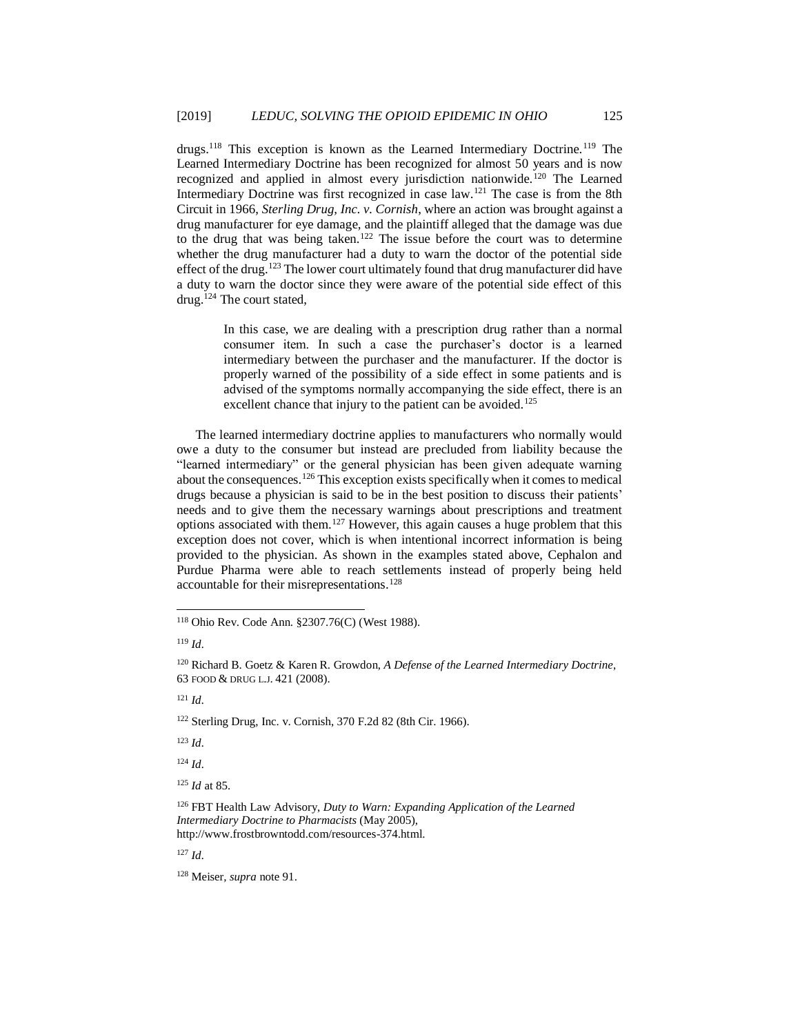drugs.[118] This exception is known as the Learned Intermediary Doctrine.[119] The Learned Intermediary Doctrine has been recognized for almost 50 years and is now recognized and applied in almost every jurisdiction nationwide.[120] The Learned Intermediary Doctrine was first recognized in case law.[121] The case is from the 8th Circuit in 1966, *Sterling Drug, Inc. v. Cornish*, where an action was brought against a drug manufacturer for eye damage, and the plaintiff alleged that the damage was due to the drug that was being taken.[122] The issue before the court was to determine whether the drug manufacturer had a duty to warn the doctor of the potential side effect of the drug.[123] The lower court ultimately found that drug manufacturer did have a duty to warn the doctor since they were aware of the potential side effect of this drug.[124] The court stated,

> In this case, we are dealing with a prescription drug rather than a normal consumer item. In such a case the purchaser's doctor is a learned intermediary between the purchaser and the manufacturer. If the doctor is properly warned of the possibility of a side effect in some patients and is advised of the symptoms normally accompanying the side effect, there is an excellent chance that injury to the patient can be avoided.[125]

The learned intermediary doctrine applies to manufacturers who normally would owe a duty to the consumer but instead are precluded from liability because the "learned intermediary" or the general physician has been given adequate warning about the consequences.[126] This exception exists specifically when it comes to medical drugs because a physician is said to be in the best position to discuss their patients' needs and to give them the necessary warnings about prescriptions and treatment options associated with them.[127] However, this again causes a huge problem that this exception does not cover, which is when intentional incorrect information is being provided to the physician. As shown in the examples stated above, Cephalon and Purdue Pharma were able to reach settlements instead of properly being held accountable for their misrepresentations.[128]

---

[118] Ohio Rev. Code Ann. §2307.76(C) (West 1988).

[119] *Id*.

[120] Richard B. Goetz & Karen R. Growdon, *A Defense of the Learned Intermediary Doctrine*, 63 FOOD & DRUG L.J. 421 (2008).

[121] *Id*.

[122] Sterling Drug, Inc. v. Cornish, 370 F.2d 82 (8th Cir. 1966).

[123] *Id*.

[124] *Id*.

[125] *Id* at 85.

[126] FBT Health Law Advisory, *Duty to Warn: Expanding Application of the Learned Intermediary Doctrine to Pharmacists* (May 2005), http://www.frostbrowntodd.com/resources-374.html.

[127] *Id*.

[128] Meiser, *supra* note 91.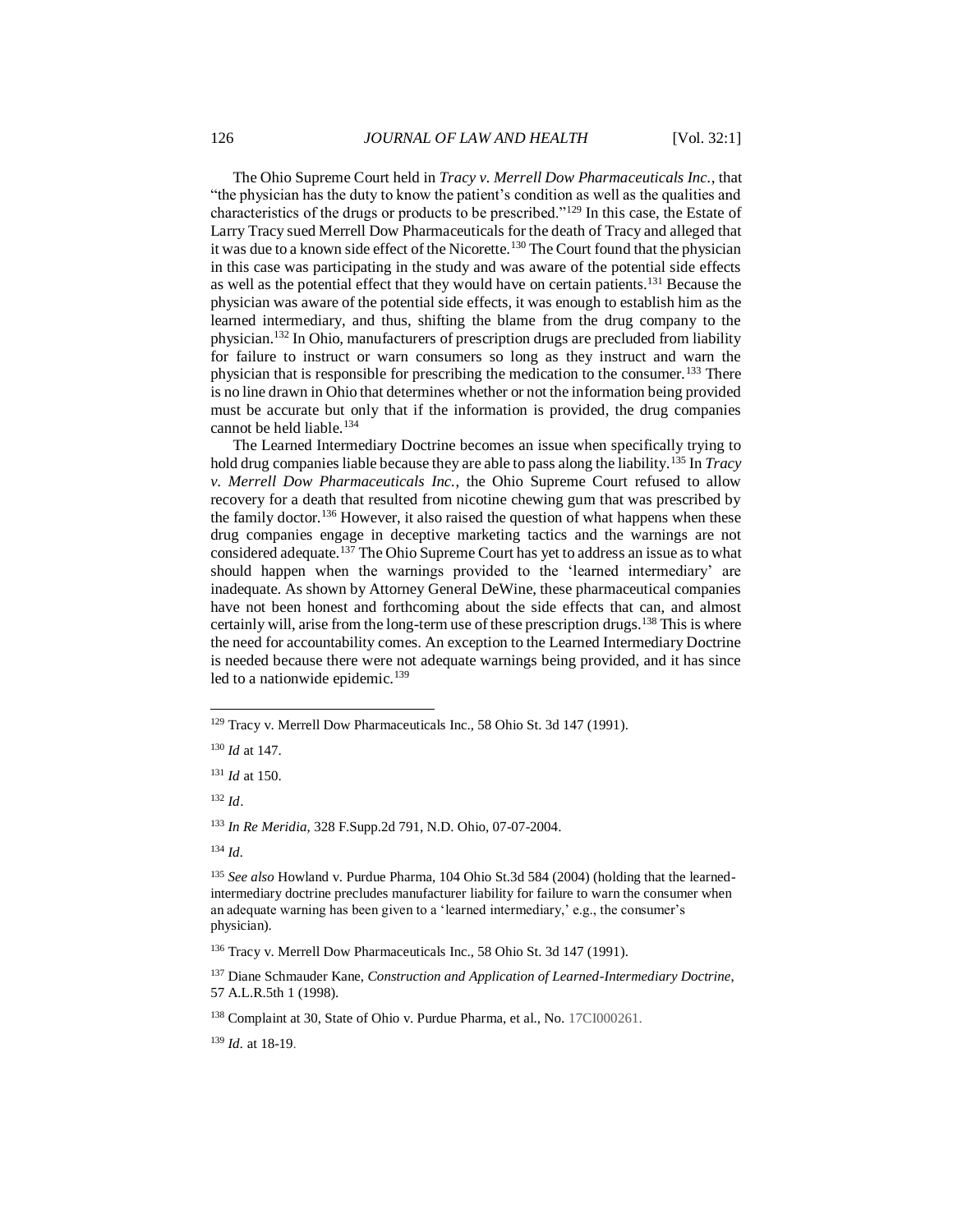The Ohio Supreme Court held in *Tracy v. Merrell Dow Pharmaceuticals Inc.*, that "the physician has the duty to know the patient's condition as well as the qualities and characteristics of the drugs or products to be prescribed."[129] In this case, the Estate of Larry Tracy sued Merrell Dow Pharmaceuticals for the death of Tracy and alleged that it was due to a known side effect of the Nicorette.[130] The Court found that the physician in this case was participating in the study and was aware of the potential side effects as well as the potential effect that they would have on certain patients.[131] Because the physician was aware of the potential side effects, it was enough to establish him as the learned intermediary, and thus, shifting the blame from the drug company to the physician.[132] In Ohio, manufacturers of prescription drugs are precluded from liability for failure to instruct or warn consumers so long as they instruct and warn the physician that is responsible for prescribing the medication to the consumer.[133] There is no line drawn in Ohio that determines whether or not the information being provided must be accurate but only that if the information is provided, the drug companies cannot be held liable.[134]

The Learned Intermediary Doctrine becomes an issue when specifically trying to hold drug companies liable because they are able to pass along the liability.[135] In *Tracy v. Merrell Dow Pharmaceuticals Inc.*, the Ohio Supreme Court refused to allow recovery for a death that resulted from nicotine chewing gum that was prescribed by the family doctor.[136] However, it also raised the question of what happens when these drug companies engage in deceptive marketing tactics and the warnings are not considered adequate.[137] The Ohio Supreme Court has yet to address an issue as to what should happen when the warnings provided to the 'learned intermediary' are inadequate. As shown by Attorney General DeWine, these pharmaceutical companies have not been honest and forthcoming about the side effects that can, and almost certainly will, arise from the long-term use of these prescription drugs.[138] This is where the need for accountability comes. An exception to the Learned Intermediary Doctrine is needed because there were not adequate warnings being provided, and it has since led to a nationwide epidemic.[139]

---

[129] Tracy v. Merrell Dow Pharmaceuticals Inc., 58 Ohio St. 3d 147 (1991).

[130] *Id* at 147.

[131] *Id* at 150.

[132] *Id*.

[133] *In Re Meridia*, 328 F.Supp.2d 791, N.D. Ohio, 07-07-2004.

[134] *Id*.

[135] *See also* Howland v. Purdue Pharma, 104 Ohio St.3d 584 (2004) (holding that the learned-intermediary doctrine precludes manufacturer liability for failure to warn the consumer when an adequate warning has been given to a 'learned intermediary,' e.g., the consumer's physician).

[136] Tracy v. Merrell Dow Pharmaceuticals Inc., 58 Ohio St. 3d 147 (1991).

[137] Diane Schmauder Kane, *Construction and Application of Learned-Intermediary Doctrine*, 57 A.L.R.5th 1 (1998).

[138] Complaint at 30, State of Ohio v. Purdue Pharma, et al., No. 17CI000261.

[139] *Id*. at 18-19.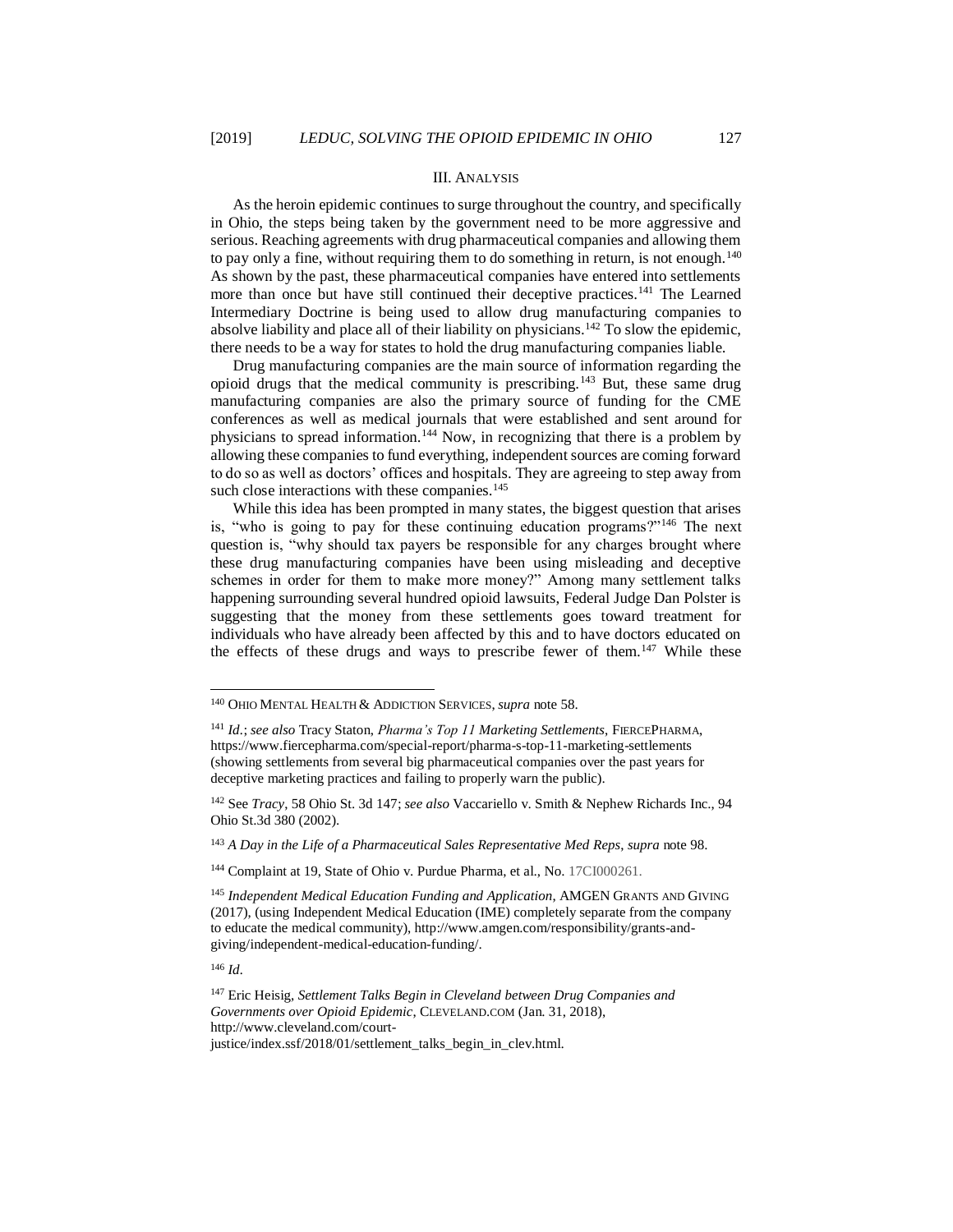## III. ANALYSIS

As the heroin epidemic continues to surge throughout the country, and specifically in Ohio, the steps being taken by the government need to be more aggressive and serious. Reaching agreements with drug pharmaceutical companies and allowing them to pay only a fine, without requiring them to do something in return, is not enough.[140] As shown by the past, these pharmaceutical companies have entered into settlements more than once but have still continued their deceptive practices.[141] The Learned Intermediary Doctrine is being used to allow drug manufacturing companies to absolve liability and place all of their liability on physicians.[142] To slow the epidemic, there needs to be a way for states to hold the drug manufacturing companies liable.

Drug manufacturing companies are the main source of information regarding the opioid drugs that the medical community is prescribing.[143] But, these same drug manufacturing companies are also the primary source of funding for the CME conferences as well as medical journals that were established and sent around for physicians to spread information.[144] Now, in recognizing that there is a problem by allowing these companies to fund everything, independent sources are coming forward to do so as well as doctors' offices and hospitals. They are agreeing to step away from such close interactions with these companies.[145]

While this idea has been prompted in many states, the biggest question that arises is, "who is going to pay for these continuing education programs?"[146] The next question is, "why should tax payers be responsible for any charges brought where these drug manufacturing companies have been using misleading and deceptive schemes in order for them to make more money?" Among many settlement talks happening surrounding several hundred opioid lawsuits, Federal Judge Dan Polster is suggesting that the money from these settlements goes toward treatment for individuals who have already been affected by this and to have doctors educated on the effects of these drugs and ways to prescribe fewer of them.[147] While these

---

[140] OHIO MENTAL HEALTH & ADDICTION SERVICES, *supra* note 58.

[141] *Id.*; *see also* Tracy Staton, *Pharma's Top 11 Marketing Settlements*, FIERCEPHARMA, https://www.fiercepharma.com/special-report/pharma-s-top-11-marketing-settlements (showing settlements from several big pharmaceutical companies over the past years for deceptive marketing practices and failing to properly warn the public).

[142] See *Tracy*, 58 Ohio St. 3d 147; *see also* Vaccariello v. Smith & Nephew Richards Inc., 94 Ohio St.3d 380 (2002).

[143] *A Day in the Life of a Pharmaceutical Sales Representative Med Reps*, *supra* note 98.

[144] Complaint at 19, State of Ohio v. Purdue Pharma, et al., No. 17CI000261.

[145] *Independent Medical Education Funding and Application*, AMGEN GRANTS AND GIVING (2017), (using Independent Medical Education (IME) completely separate from the company to educate the medical community), http://www.amgen.com/responsibility/grants-and-giving/independent-medical-education-funding/.

[146] *Id.*

[147] Eric Heisig, *Settlement Talks Begin in Cleveland between Drug Companies and Governments over Opioid Epidemic*, CLEVELAND.COM (Jan. 31, 2018), http://www.cleveland.com/court-justice/index.ssf/2018/01/settlement_talks_begin_in_clev.html.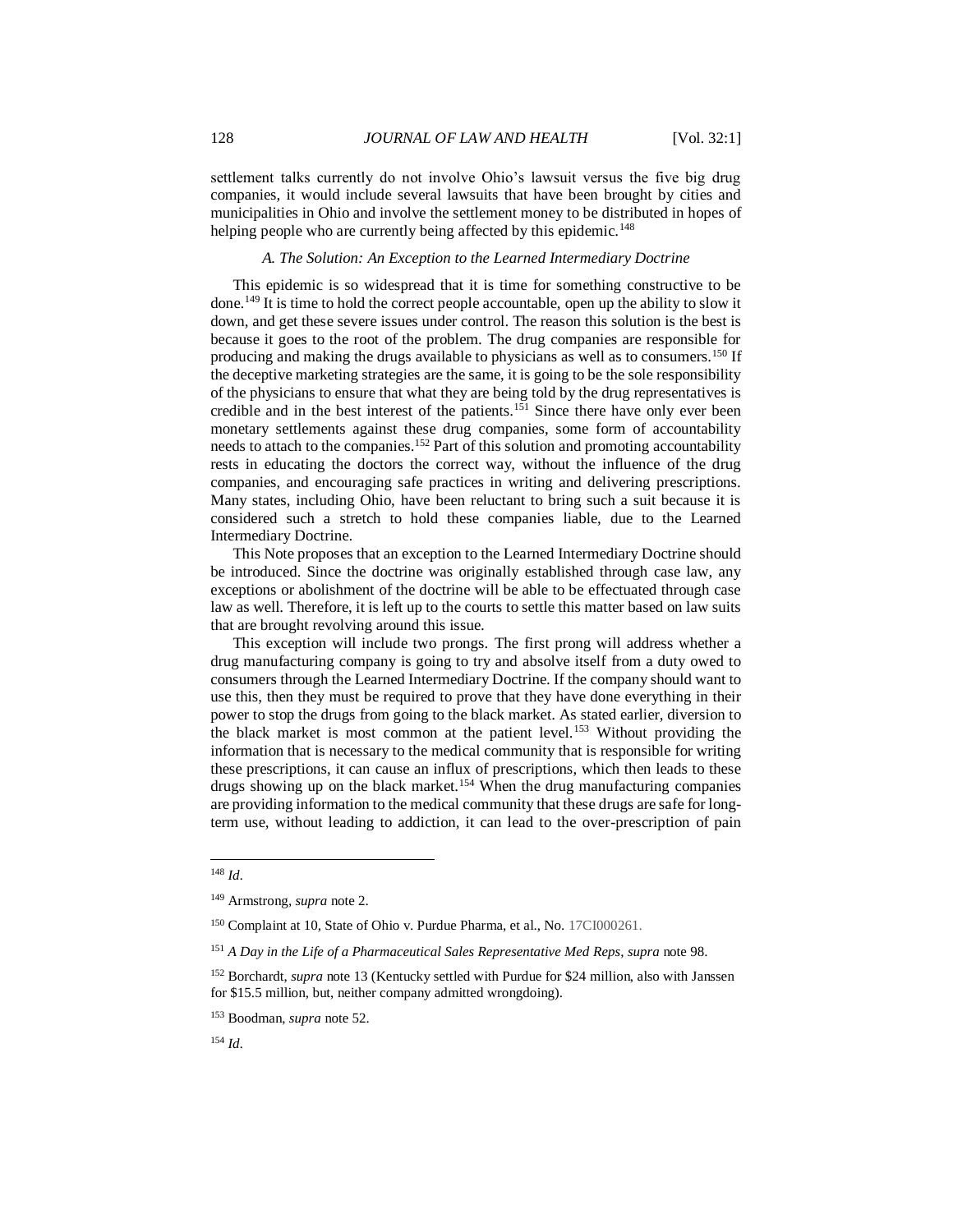settlement talks currently do not involve Ohio's lawsuit versus the five big drug companies, it would include several lawsuits that have been brought by cities and municipalities in Ohio and involve the settlement money to be distributed in hopes of helping people who are currently being affected by this epidemic.[148]

### *A. The Solution: An Exception to the Learned Intermediary Doctrine*

This epidemic is so widespread that it is time for something constructive to be done.[149] It is time to hold the correct people accountable, open up the ability to slow it down, and get these severe issues under control. The reason this solution is the best is because it goes to the root of the problem. The drug companies are responsible for producing and making the drugs available to physicians as well as to consumers.[150] If the deceptive marketing strategies are the same, it is going to be the sole responsibility of the physicians to ensure that what they are being told by the drug representatives is credible and in the best interest of the patients.[151] Since there have only ever been monetary settlements against these drug companies, some form of accountability needs to attach to the companies.[152] Part of this solution and promoting accountability rests in educating the doctors the correct way, without the influence of the drug companies, and encouraging safe practices in writing and delivering prescriptions. Many states, including Ohio, have been reluctant to bring such a suit because it is considered such a stretch to hold these companies liable, due to the Learned Intermediary Doctrine.

This Note proposes that an exception to the Learned Intermediary Doctrine should be introduced. Since the doctrine was originally established through case law, any exceptions or abolishment of the doctrine will be able to be effectuated through case law as well. Therefore, it is left up to the courts to settle this matter based on law suits that are brought revolving around this issue.

This exception will include two prongs. The first prong will address whether a drug manufacturing company is going to try and absolve itself from a duty owed to consumers through the Learned Intermediary Doctrine. If the company should want to use this, then they must be required to prove that they have done everything in their power to stop the drugs from going to the black market. As stated earlier, diversion to the black market is most common at the patient level.[153] Without providing the information that is necessary to the medical community that is responsible for writing these prescriptions, it can cause an influx of prescriptions, which then leads to these drugs showing up on the black market.[154] When the drug manufacturing companies are providing information to the medical community that these drugs are safe for long-term use, without leading to addiction, it can lead to the over-prescription of pain

---

[148] *Id*.

[149] Armstrong, *supra* note 2.

[150] Complaint at 10, State of Ohio v. Purdue Pharma, et al., No. 17CI000261.

[151] *A Day in the Life of a Pharmaceutical Sales Representative Med Reps*, *supra* note 98.

[152] Borchardt, *supra* note 13 (Kentucky settled with Purdue for $24 million, also with Janssen for $15.5 million, but, neither company admitted wrongdoing).

[153] Boodman, *supra* note 52.

[154] *Id*.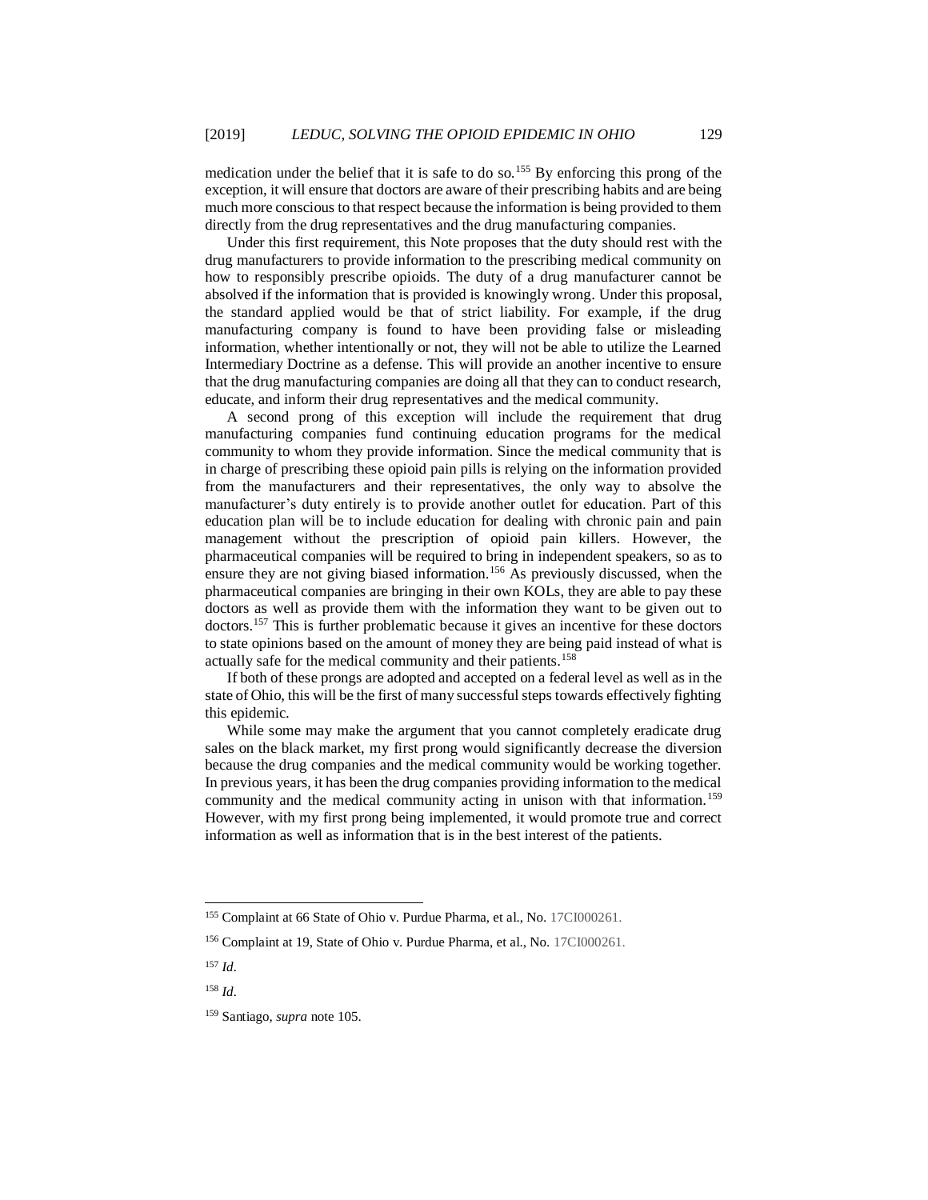medication under the belief that it is safe to do so.[155] By enforcing this prong of the exception, it will ensure that doctors are aware of their prescribing habits and are being much more conscious to that respect because the information is being provided to them directly from the drug representatives and the drug manufacturing companies.

Under this first requirement, this Note proposes that the duty should rest with the drug manufacturers to provide information to the prescribing medical community on how to responsibly prescribe opioids. The duty of a drug manufacturer cannot be absolved if the information that is provided is knowingly wrong. Under this proposal, the standard applied would be that of strict liability. For example, if the drug manufacturing company is found to have been providing false or misleading information, whether intentionally or not, they will not be able to utilize the Learned Intermediary Doctrine as a defense. This will provide an another incentive to ensure that the drug manufacturing companies are doing all that they can to conduct research, educate, and inform their drug representatives and the medical community.

A second prong of this exception will include the requirement that drug manufacturing companies fund continuing education programs for the medical community to whom they provide information. Since the medical community that is in charge of prescribing these opioid pain pills is relying on the information provided from the manufacturers and their representatives, the only way to absolve the manufacturer's duty entirely is to provide another outlet for education. Part of this education plan will be to include education for dealing with chronic pain and pain management without the prescription of opioid pain killers. However, the pharmaceutical companies will be required to bring in independent speakers, so as to ensure they are not giving biased information.[156] As previously discussed, when the pharmaceutical companies are bringing in their own KOLs, they are able to pay these doctors as well as provide them with the information they want to be given out to doctors.[157] This is further problematic because it gives an incentive for these doctors to state opinions based on the amount of money they are being paid instead of what is actually safe for the medical community and their patients.[158]

If both of these prongs are adopted and accepted on a federal level as well as in the state of Ohio, this will be the first of many successful steps towards effectively fighting this epidemic.

While some may make the argument that you cannot completely eradicate drug sales on the black market, my first prong would significantly decrease the diversion because the drug companies and the medical community would be working together. In previous years, it has been the drug companies providing information to the medical community and the medical community acting in unison with that information.[159] However, with my first prong being implemented, it would promote true and correct information as well as information that is in the best interest of the patients.

---

[155] Complaint at 66 State of Ohio v. Purdue Pharma, et al., No. 17CI000261.

[156] Complaint at 19, State of Ohio v. Purdue Pharma, et al., No. 17CI000261.

[157] *Id*.

[158] *Id*.

[159] Santiago, *supra* note 105.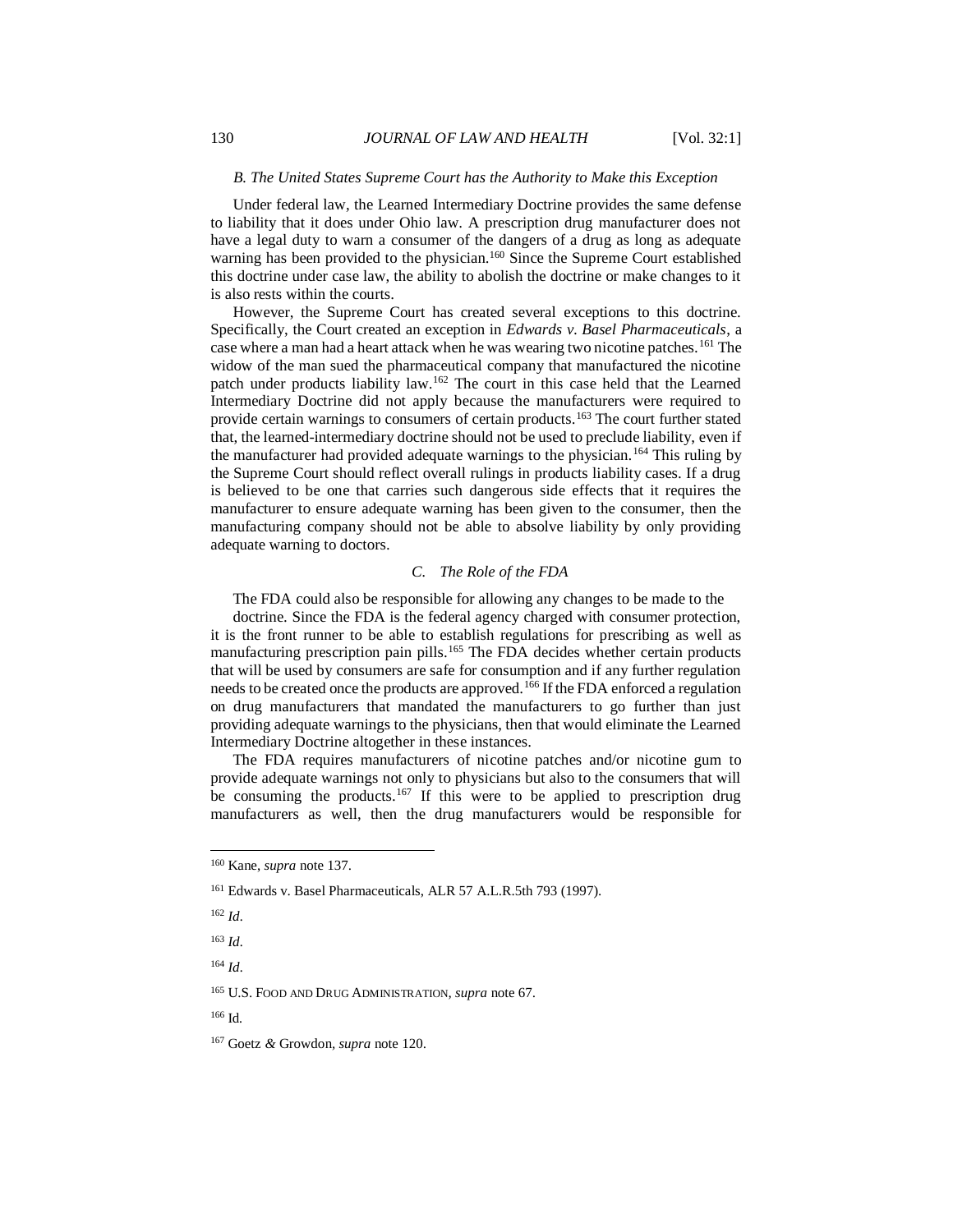### *B. The United States Supreme Court has the Authority to Make this Exception*

Under federal law, the Learned Intermediary Doctrine provides the same defense to liability that it does under Ohio law. A prescription drug manufacturer does not have a legal duty to warn a consumer of the dangers of a drug as long as adequate warning has been provided to the physician.[160] Since the Supreme Court established this doctrine under case law, the ability to abolish the doctrine or make changes to it is also rests within the courts.

However, the Supreme Court has created several exceptions to this doctrine. Specifically, the Court created an exception in *Edwards v. Basel Pharmaceuticals*, a case where a man had a heart attack when he was wearing two nicotine patches.[161] The widow of the man sued the pharmaceutical company that manufactured the nicotine patch under products liability law.[162] The court in this case held that the Learned Intermediary Doctrine did not apply because the manufacturers were required to provide certain warnings to consumers of certain products.[163] The court further stated that, the learned-intermediary doctrine should not be used to preclude liability, even if the manufacturer had provided adequate warnings to the physician.[164] This ruling by the Supreme Court should reflect overall rulings in products liability cases. If a drug is believed to be one that carries such dangerous side effects that it requires the manufacturer to ensure adequate warning has been given to the consumer, then the manufacturing company should not be able to absolve liability by only providing adequate warning to doctors.

### *C. The Role of the FDA*

The FDA could also be responsible for allowing any changes to be made to the doctrine. Since the FDA is the federal agency charged with consumer protection, it is the front runner to be able to establish regulations for prescribing as well as manufacturing prescription pain pills.[165] The FDA decides whether certain products that will be used by consumers are safe for consumption and if any further regulation needs to be created once the products are approved.[166] If the FDA enforced a regulation on drug manufacturers that mandated the manufacturers to go further than just providing adequate warnings to the physicians, then that would eliminate the Learned Intermediary Doctrine altogether in these instances.

The FDA requires manufacturers of nicotine patches and/or nicotine gum to provide adequate warnings not only to physicians but also to the consumers that will be consuming the products.[167] If this were to be applied to prescription drug manufacturers as well, then the drug manufacturers would be responsible for

---

[160] Kane, *supra* note 137.

[161] Edwards v. Basel Pharmaceuticals, ALR 57 A.L.R.5th 793 (1997).

[162] *Id*.

[163] *Id*.

[164] *Id*.

[165] U.S. FOOD AND DRUG ADMINISTRATION, *supra* note 67.

[166] Id.

[167] Goetz *&* Growdon, *supra* note 120.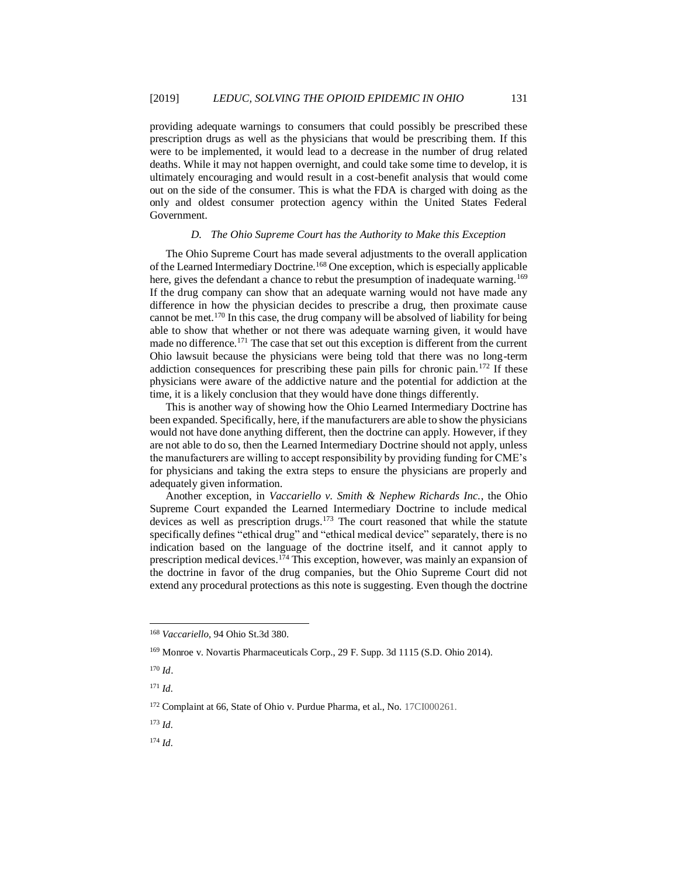providing adequate warnings to consumers that could possibly be prescribed these prescription drugs as well as the physicians that would be prescribing them. If this were to be implemented, it would lead to a decrease in the number of drug related deaths. While it may not happen overnight, and could take some time to develop, it is ultimately encouraging and would result in a cost-benefit analysis that would come out on the side of the consumer. This is what the FDA is charged with doing as the only and oldest consumer protection agency within the United States Federal Government.

### *D. The Ohio Supreme Court has the Authority to Make this Exception*

The Ohio Supreme Court has made several adjustments to the overall application of the Learned Intermediary Doctrine.[168] One exception, which is especially applicable here, gives the defendant a chance to rebut the presumption of inadequate warning.[169] If the drug company can show that an adequate warning would not have made any difference in how the physician decides to prescribe a drug, then proximate cause cannot be met.[170] In this case, the drug company will be absolved of liability for being able to show that whether or not there was adequate warning given, it would have made no difference.[171] The case that set out this exception is different from the current Ohio lawsuit because the physicians were being told that there was no long-term addiction consequences for prescribing these pain pills for chronic pain.[172] If these physicians were aware of the addictive nature and the potential for addiction at the time, it is a likely conclusion that they would have done things differently.

This is another way of showing how the Ohio Learned Intermediary Doctrine has been expanded. Specifically, here, if the manufacturers are able to show the physicians would not have done anything different, then the doctrine can apply. However, if they are not able to do so, then the Learned Intermediary Doctrine should not apply, unless the manufacturers are willing to accept responsibility by providing funding for CME's for physicians and taking the extra steps to ensure the physicians are properly and adequately given information.

Another exception, in *Vaccariello v. Smith & Nephew Richards Inc.*, the Ohio Supreme Court expanded the Learned Intermediary Doctrine to include medical devices as well as prescription drugs.[173] The court reasoned that while the statute specifically defines "ethical drug" and "ethical medical device" separately, there is no indication based on the language of the doctrine itself, and it cannot apply to prescription medical devices.[174] This exception, however, was mainly an expansion of the doctrine in favor of the drug companies, but the Ohio Supreme Court did not extend any procedural protections as this note is suggesting. Even though the doctrine

---

[168] *Vaccariello*, 94 Ohio St.3d 380.

[169] Monroe v. Novartis Pharmaceuticals Corp., 29 F. Supp. 3d 1115 (S.D. Ohio 2014).

[170] *Id*.

[171] *Id*.

[172] Complaint at 66, State of Ohio v. Purdue Pharma, et al., No. 17CI000261.

[173] *Id*.

[174] *Id*.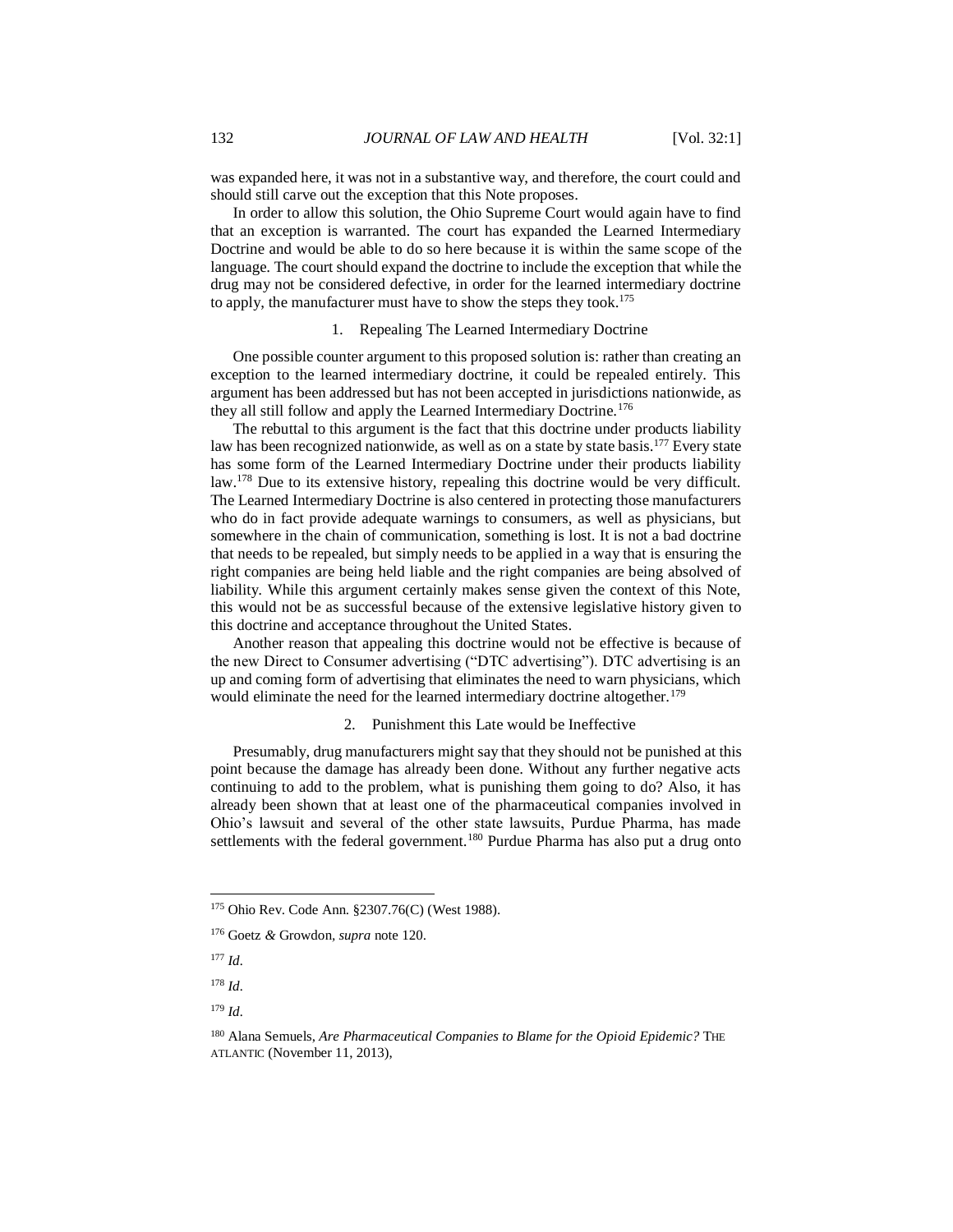was expanded here, it was not in a substantive way, and therefore, the court could and should still carve out the exception that this Note proposes.

In order to allow this solution, the Ohio Supreme Court would again have to find that an exception is warranted. The court has expanded the Learned Intermediary Doctrine and would be able to do so here because it is within the same scope of the language. The court should expand the doctrine to include the exception that while the drug may not be considered defective, in order for the learned intermediary doctrine to apply, the manufacturer must have to show the steps they took.[175]

### 1. Repealing The Learned Intermediary Doctrine

One possible counter argument to this proposed solution is: rather than creating an exception to the learned intermediary doctrine, it could be repealed entirely. This argument has been addressed but has not been accepted in jurisdictions nationwide, as they all still follow and apply the Learned Intermediary Doctrine.[176]

The rebuttal to this argument is the fact that this doctrine under products liability law has been recognized nationwide, as well as on a state by state basis.[177] Every state has some form of the Learned Intermediary Doctrine under their products liability law.[178] Due to its extensive history, repealing this doctrine would be very difficult. The Learned Intermediary Doctrine is also centered in protecting those manufacturers who do in fact provide adequate warnings to consumers, as well as physicians, but somewhere in the chain of communication, something is lost. It is not a bad doctrine that needs to be repealed, but simply needs to be applied in a way that is ensuring the right companies are being held liable and the right companies are being absolved of liability. While this argument certainly makes sense given the context of this Note, this would not be as successful because of the extensive legislative history given to this doctrine and acceptance throughout the United States.

Another reason that appealing this doctrine would not be effective is because of the new Direct to Consumer advertising ("DTC advertising"). DTC advertising is an up and coming form of advertising that eliminates the need to warn physicians, which would eliminate the need for the learned intermediary doctrine altogether.[179]

### 2. Punishment this Late would be Ineffective

Presumably, drug manufacturers might say that they should not be punished at this point because the damage has already been done. Without any further negative acts continuing to add to the problem, what is punishing them going to do? Also, it has already been shown that at least one of the pharmaceutical companies involved in Ohio's lawsuit and several of the other state lawsuits, Purdue Pharma, has made settlements with the federal government.[180] Purdue Pharma has also put a drug onto

---

[175] Ohio Rev. Code Ann. §2307.76(C) (West 1988).

[176] Goetz & Growdon, *supra* note 120.

[177] *Id*.

[178] *Id*.

[179] *Id*.

[180] Alana Semuels, *Are Pharmaceutical Companies to Blame for the Opioid Epidemic?* THE ATLANTIC (November 11, 2013),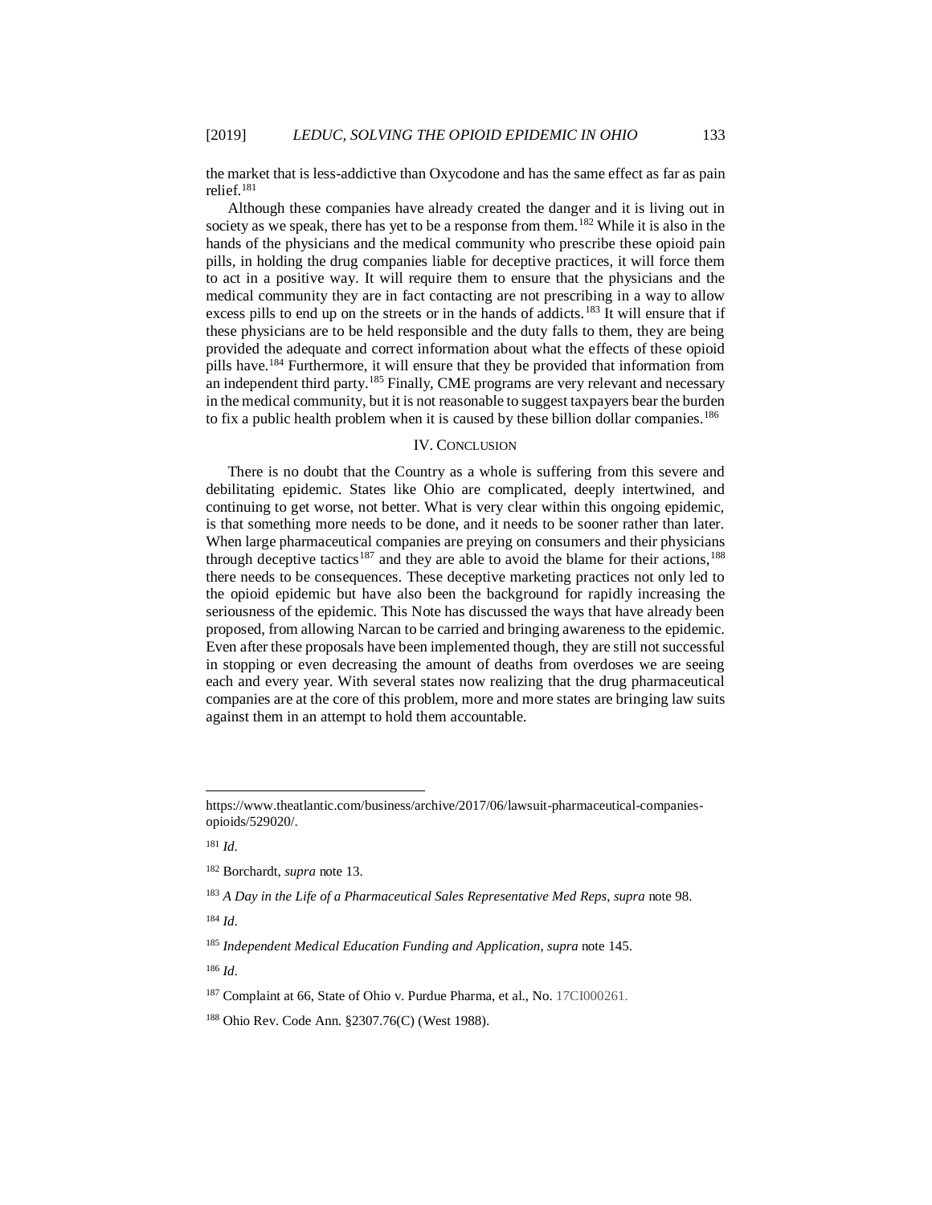the market that is less-addictive than Oxycodone and has the same effect as far as pain relief.[181]

Although these companies have already created the danger and it is living out in society as we speak, there has yet to be a response from them.[182] While it is also in the hands of the physicians and the medical community who prescribe these opioid pain pills, in holding the drug companies liable for deceptive practices, it will force them to act in a positive way. It will require them to ensure that the physicians and the medical community they are in fact contacting are not prescribing in a way to allow excess pills to end up on the streets or in the hands of addicts.[183] It will ensure that if these physicians are to be held responsible and the duty falls to them, they are being provided the adequate and correct information about what the effects of these opioid pills have.[184] Furthermore, it will ensure that they be provided that information from an independent third party.[185] Finally, CME programs are very relevant and necessary in the medical community, but it is not reasonable to suggest taxpayers bear the burden to fix a public health problem when it is caused by these billion dollar companies.[186]

## IV. Conclusion

There is no doubt that the Country as a whole is suffering from this severe and debilitating epidemic. States like Ohio are complicated, deeply intertwined, and continuing to get worse, not better. What is very clear within this ongoing epidemic, is that something more needs to be done, and it needs to be sooner rather than later. When large pharmaceutical companies are preying on consumers and their physicians through deceptive tactics[187] and they are able to avoid the blame for their actions,[188] there needs to be consequences. These deceptive marketing practices not only led to the opioid epidemic but have also been the background for rapidly increasing the seriousness of the epidemic. This Note has discussed the ways that have already been proposed, from allowing Narcan to be carried and bringing awareness to the epidemic. Even after these proposals have been implemented though, they are still not successful in stopping or even decreasing the amount of deaths from overdoses we are seeing each and every year. With several states now realizing that the drug pharmaceutical companies are at the core of this problem, more and more states are bringing law suits against them in an attempt to hold them accountable.

---

https://www.theatlantic.com/business/archive/2017/06/lawsuit-pharmaceutical-companies-opioids/529020/.

[181] *Id*.

[182] Borchardt, *supra* note 13.

[183] *A Day in the Life of a Pharmaceutical Sales Representative Med Reps*, *supra* note 98.

[184] *Id*.

[185] *Independent Medical Education Funding and Application*, *supra* note 145.

[186] *Id*.

[187] Complaint at 66, State of Ohio v. Purdue Pharma, et al., No. 17CI000261.

[188] Ohio Rev. Code Ann. §2307.76(C) (West 1988).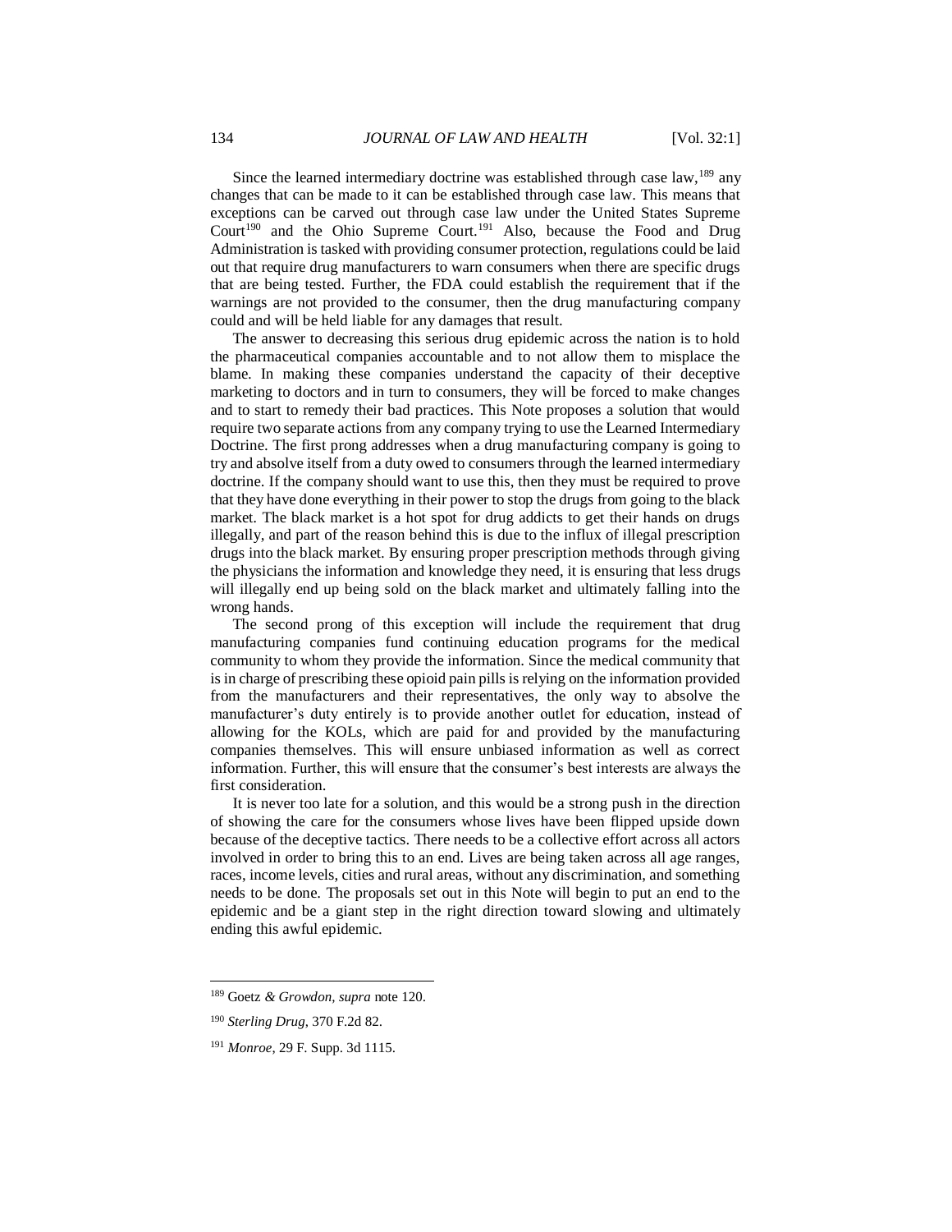Since the learned intermediary doctrine was established through case law,[189] any changes that can be made to it can be established through case law. This means that exceptions can be carved out through case law under the United States Supreme Court[190] and the Ohio Supreme Court.[191] Also, because the Food and Drug Administration is tasked with providing consumer protection, regulations could be laid out that require drug manufacturers to warn consumers when there are specific drugs that are being tested. Further, the FDA could establish the requirement that if the warnings are not provided to the consumer, then the drug manufacturing company could and will be held liable for any damages that result.

The answer to decreasing this serious drug epidemic across the nation is to hold the pharmaceutical companies accountable and to not allow them to misplace the blame. In making these companies understand the capacity of their deceptive marketing to doctors and in turn to consumers, they will be forced to make changes and to start to remedy their bad practices. This Note proposes a solution that would require two separate actions from any company trying to use the Learned Intermediary Doctrine. The first prong addresses when a drug manufacturing company is going to try and absolve itself from a duty owed to consumers through the learned intermediary doctrine. If the company should want to use this, then they must be required to prove that they have done everything in their power to stop the drugs from going to the black market. The black market is a hot spot for drug addicts to get their hands on drugs illegally, and part of the reason behind this is due to the influx of illegal prescription drugs into the black market. By ensuring proper prescription methods through giving the physicians the information and knowledge they need, it is ensuring that less drugs will illegally end up being sold on the black market and ultimately falling into the wrong hands.

The second prong of this exception will include the requirement that drug manufacturing companies fund continuing education programs for the medical community to whom they provide the information. Since the medical community that is in charge of prescribing these opioid pain pills is relying on the information provided from the manufacturers and their representatives, the only way to absolve the manufacturer's duty entirely is to provide another outlet for education, instead of allowing for the KOLs, which are paid for and provided by the manufacturing companies themselves. This will ensure unbiased information as well as correct information. Further, this will ensure that the consumer's best interests are always the first consideration.

It is never too late for a solution, and this would be a strong push in the direction of showing the care for the consumers whose lives have been flipped upside down because of the deceptive tactics. There needs to be a collective effort across all actors involved in order to bring this to an end. Lives are being taken across all age ranges, races, income levels, cities and rural areas, without any discrimination, and something needs to be done. The proposals set out in this Note will begin to put an end to the epidemic and be a giant step in the right direction toward slowing and ultimately ending this awful epidemic.

---

[189] Goetz *& Growdon*, *supra* note 120.

[190] *Sterling Drug*, 370 F.2d 82.

[191] *Monroe*, 29 F. Supp. 3d 1115.